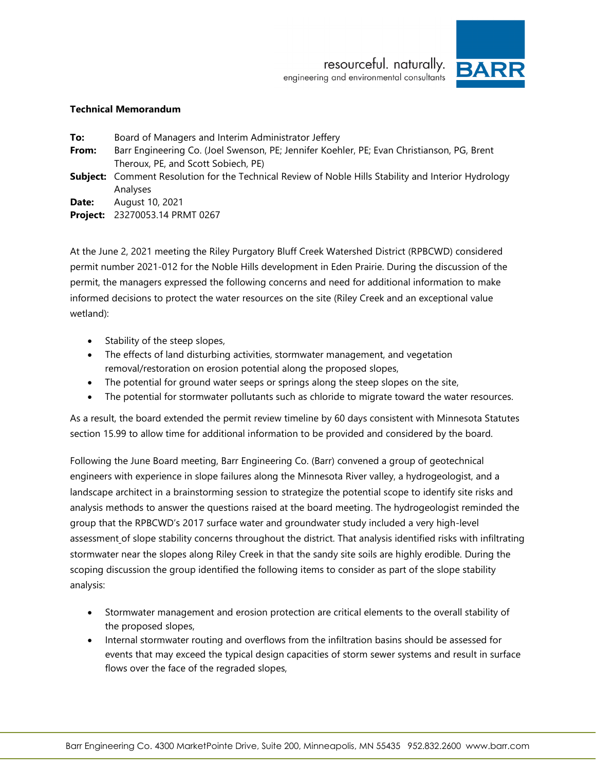resourceful. naturally.
engineering and environmental consultants

**Technical Memorandum**

**To:** Board of Managers and Interim Administrator Jeffery
**From:** Barr Engineering Co. (Joel Swenson, PE; Jennifer Koehler, PE; Evan Christianson, PG, Brent Theroux, PE, and Scott Sobiech, PE)
**Subject:** Comment Resolution for the Technical Review of Noble Hills Stability and Interior Hydrology Analyses
**Date:** August 10, 2021
**Project:** 23270053.14 PRMT 0267

At the June 2, 2021 meeting the Riley Purgatory Bluff Creek Watershed District (RPBCWD) considered permit number 2021-012 for the Noble Hills development in Eden Prairie. During the discussion of the permit, the managers expressed the following concerns and need for additional information to make informed decisions to protect the water resources on the site (Riley Creek and an exceptional value wetland):

- Stability of the steep slopes,
- The effects of land disturbing activities, stormwater management, and vegetation removal/restoration on erosion potential along the proposed slopes,
- The potential for ground water seeps or springs along the steep slopes on the site,
- The potential for stormwater pollutants such as chloride to migrate toward the water resources.

As a result, the board extended the permit review timeline by 60 days consistent with Minnesota Statutes section 15.99 to allow time for additional information to be provided and considered by the board.

Following the June Board meeting, Barr Engineering Co. (Barr) convened a group of geotechnical engineers with experience in slope failures along the Minnesota River valley, a hydrogeologist, and a landscape architect in a brainstorming session to strategize the potential scope to identify site risks and analysis methods to answer the questions raised at the board meeting. The hydrogeologist reminded the group that the RPBCWD's 2017 surface water and groundwater study included a very high-level assessment of slope stability concerns throughout the district. That analysis identified risks with infiltrating stormwater near the slopes along Riley Creek in that the sandy site soils are highly erodible. During the scoping discussion the group identified the following items to consider as part of the slope stability analysis:

- Stormwater management and erosion protection are critical elements to the overall stability of the proposed slopes,
- Internal stormwater routing and overflows from the infiltration basins should be assessed for events that may exceed the typical design capacities of storm sewer systems and result in surface flows over the face of the regraded slopes,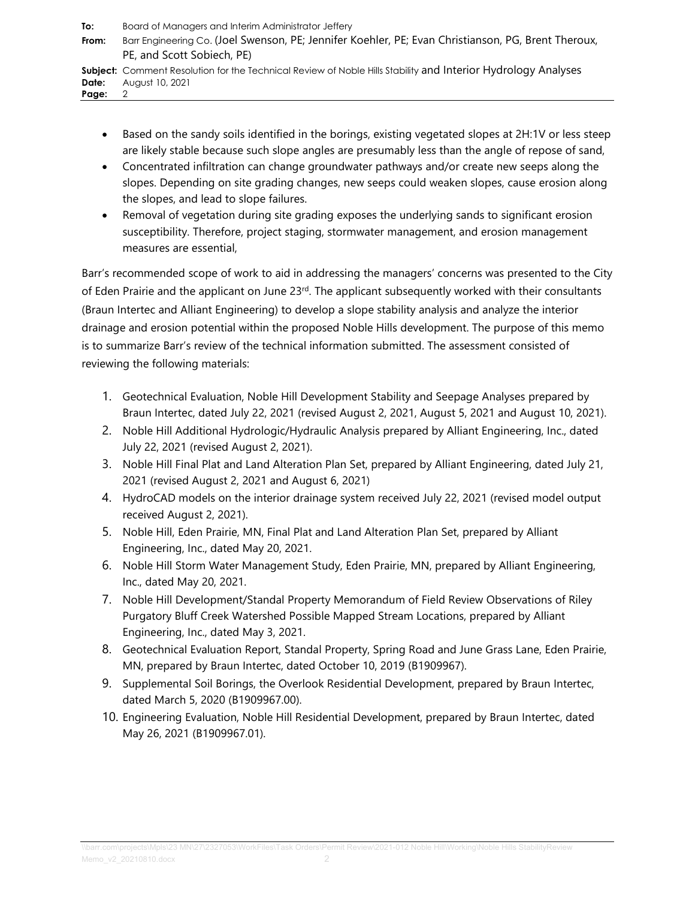- Based on the sandy soils identified in the borings, existing vegetated slopes at 2H:1V or less steep are likely stable because such slope angles are presumably less than the angle of repose of sand,
- Concentrated infiltration can change groundwater pathways and/or create new seeps along the slopes. Depending on site grading changes, new seeps could weaken slopes, cause erosion along the slopes, and lead to slope failures.
- Removal of vegetation during site grading exposes the underlying sands to significant erosion susceptibility. Therefore, project staging, stormwater management, and erosion management measures are essential,

Barr's recommended scope of work to aid in addressing the managers' concerns was presented to the City of Eden Prairie and the applicant on June 23rd. The applicant subsequently worked with their consultants (Braun Intertec and Alliant Engineering) to develop a slope stability analysis and analyze the interior drainage and erosion potential within the proposed Noble Hills development. The purpose of this memo is to summarize Barr's review of the technical information submitted. The assessment consisted of reviewing the following materials:

1. Geotechnical Evaluation, Noble Hill Development Stability and Seepage Analyses prepared by Braun Intertec, dated July 22, 2021 (revised August 2, 2021, August 5, 2021 and August 10, 2021).
2. Noble Hill Additional Hydrologic/Hydraulic Analysis prepared by Alliant Engineering, Inc., dated July 22, 2021 (revised August 2, 2021).
3. Noble Hill Final Plat and Land Alteration Plan Set, prepared by Alliant Engineering, dated July 21, 2021 (revised August 2, 2021 and August 6, 2021)
4. HydroCAD models on the interior drainage system received July 22, 2021 (revised model output received August 2, 2021).
5. Noble Hill, Eden Prairie, MN, Final Plat and Land Alteration Plan Set, prepared by Alliant Engineering, Inc., dated May 20, 2021.
6. Noble Hill Storm Water Management Study, Eden Prairie, MN, prepared by Alliant Engineering, Inc., dated May 20, 2021.
7. Noble Hill Development/Standal Property Memorandum of Field Review Observations of Riley Purgatory Bluff Creek Watershed Possible Mapped Stream Locations, prepared by Alliant Engineering, Inc., dated May 3, 2021.
8. Geotechnical Evaluation Report, Standal Property, Spring Road and June Grass Lane, Eden Prairie, MN, prepared by Braun Intertec, dated October 10, 2019 (B1909967).
9. Supplemental Soil Borings, the Overlook Residential Development, prepared by Braun Intertec, dated March 5, 2020 (B1909967.00).
10. Engineering Evaluation, Noble Hill Residential Development, prepared by Braun Intertec, dated May 26, 2021 (B1909967.01).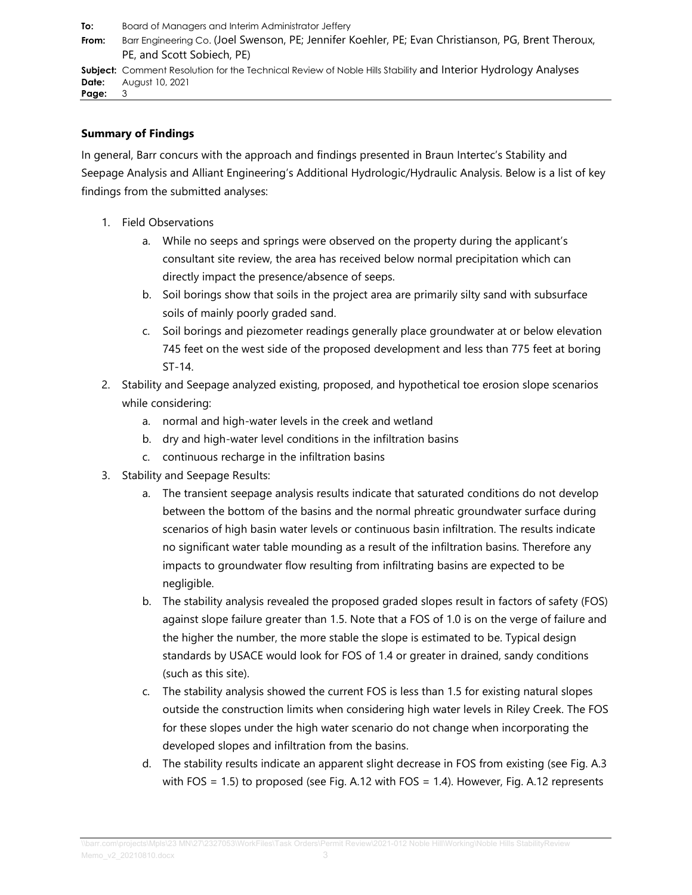**Summary of Findings**

In general, Barr concurs with the approach and findings presented in Braun Intertec's Stability and Seepage Analysis and Alliant Engineering's Additional Hydrologic/Hydraulic Analysis. Below is a list of key findings from the submitted analyses:

1. Field Observations
    a. While no seeps and springs were observed on the property during the applicant's consultant site review, the area has received below normal precipitation which can directly impact the presence/absence of seeps.
    b. Soil borings show that soils in the project area are primarily silty sand with subsurface soils of mainly poorly graded sand.
    c. Soil borings and piezometer readings generally place groundwater at or below elevation 745 feet on the west side of the proposed development and less than 775 feet at boring ST-14.
2. Stability and Seepage analyzed existing, proposed, and hypothetical toe erosion slope scenarios while considering:
    a. normal and high-water levels in the creek and wetland
    b. dry and high-water level conditions in the infiltration basins
    c. continuous recharge in the infiltration basins
3. Stability and Seepage Results:
    a. The transient seepage analysis results indicate that saturated conditions do not develop between the bottom of the basins and the normal phreatic groundwater surface during scenarios of high basin water levels or continuous basin infiltration. The results indicate no significant water table mounding as a result of the infiltration basins. Therefore any impacts to groundwater flow resulting from infiltrating basins are expected to be negligible.
    b. The stability analysis revealed the proposed graded slopes result in factors of safety (FOS) against slope failure greater than 1.5. Note that a FOS of 1.0 is on the verge of failure and the higher the number, the more stable the slope is estimated to be. Typical design standards by USACE would look for FOS of 1.4 or greater in drained, sandy conditions (such as this site).
    c. The stability analysis showed the current FOS is less than 1.5 for existing natural slopes outside the construction limits when considering high water levels in Riley Creek. The FOS for these slopes under the high water scenario do not change when incorporating the developed slopes and infiltration from the basins.
    d. The stability results indicate an apparent slight decrease in FOS from existing (see Fig. A.3 with FOS = 1.5) to proposed (see Fig. A.12 with FOS = 1.4). However, Fig. A.12 represents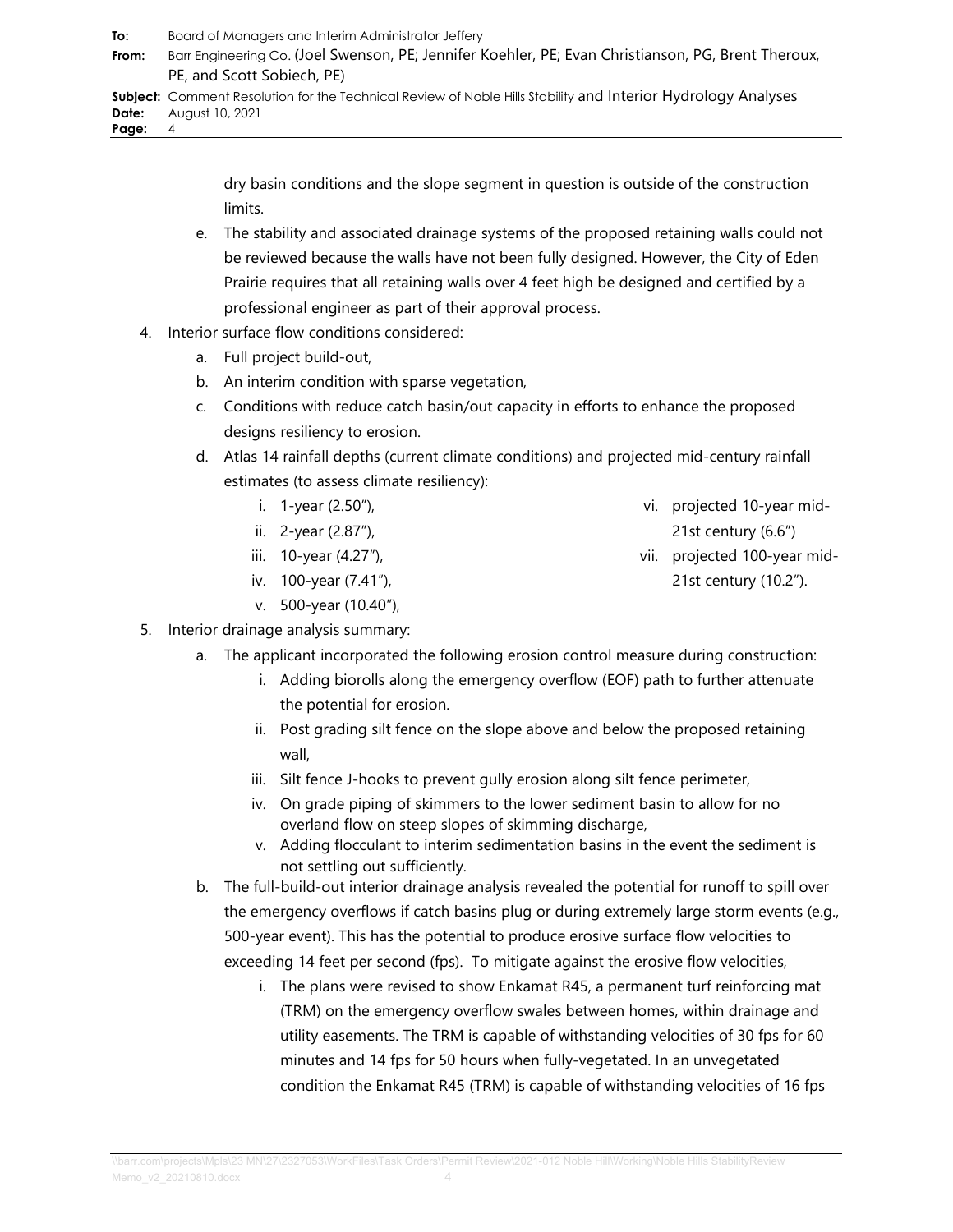dry basin conditions and the slope segment in question is outside of the construction limits.

   e. The stability and associated drainage systems of the proposed retaining walls could not be reviewed because the walls have not been fully designed. However, the City of Eden Prairie requires that all retaining walls over 4 feet high be designed and certified by a professional engineer as part of their approval process.

4. Interior surface flow conditions considered:
   a. Full project build-out,
   b. An interim condition with sparse vegetation,
   c. Conditions with reduce catch basin/out capacity in efforts to enhance the proposed designs resiliency to erosion.
   d. Atlas 14 rainfall depths (current climate conditions) and projected mid-century rainfall estimates (to assess climate resiliency):
      i. 1-year (2.50″),
      ii. 2-year (2.87″),
      iii. 10-year (4.27″),
      iv. 100-year (7.41″),
      v. 500-year (10.40″),
      vi. projected 10-year mid-21st century (6.6″)
      vii. projected 100-year mid-21st century (10.2″).

5. Interior drainage analysis summary:
   a. The applicant incorporated the following erosion control measure during construction:
      i. Adding biorolls along the emergency overflow (EOF) path to further attenuate the potential for erosion.
      ii. Post grading silt fence on the slope above and below the proposed retaining wall,
      iii. Silt fence J-hooks to prevent gully erosion along silt fence perimeter,
      iv. On grade piping of skimmers to the lower sediment basin to allow for no overland flow on steep slopes of skimming discharge,
      v. Adding flocculant to interim sedimentation basins in the event the sediment is not settling out sufficiently.
   b. The full-build-out interior drainage analysis revealed the potential for runoff to spill over the emergency overflows if catch basins plug or during extremely large storm events (e.g., 500-year event). This has the potential to produce erosive surface flow velocities to exceeding 14 feet per second (fps). To mitigate against the erosive flow velocities,
      i. The plans were revised to show Enkamat R45, a permanent turf reinforcing mat (TRM) on the emergency overflow swales between homes, within drainage and utility easements. The TRM is capable of withstanding velocities of 30 fps for 60 minutes and 14 fps for 50 hours when fully-vegetated. In an unvegetated condition the Enkamat R45 (TRM) is capable of withstanding velocities of 16 fps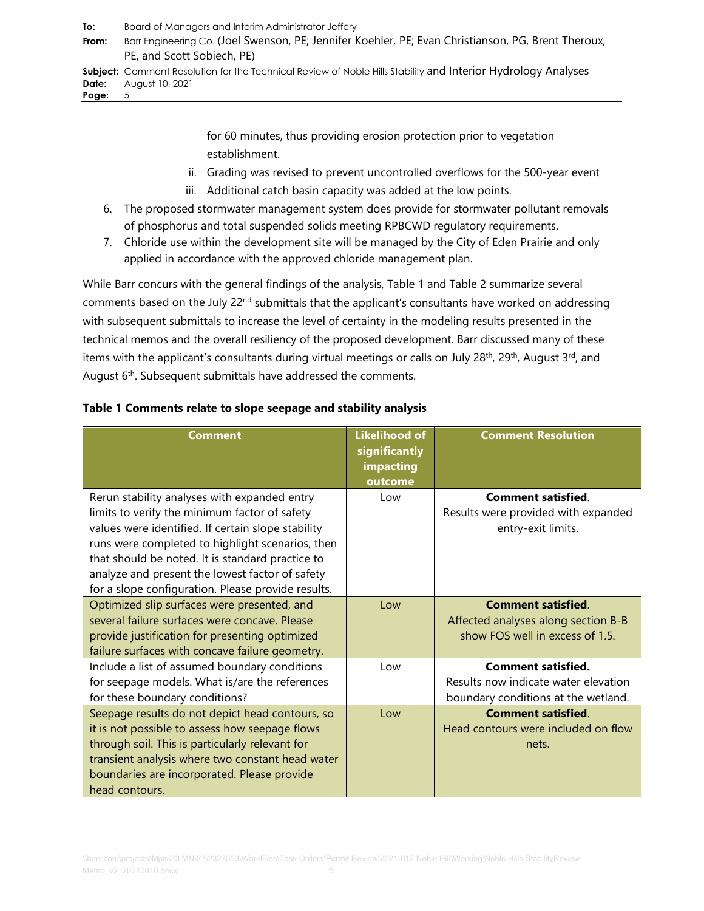for 60 minutes, thus providing erosion protection prior to vegetation establishment.

   ii. Grading was revised to prevent uncontrolled overflows for the 500-year event
   iii. Additional catch basin capacity was added at the low points.

6. The proposed stormwater management system does provide for stormwater pollutant removals of phosphorus and total suspended solids meeting RPBCWD regulatory requirements.
7. Chloride use within the development site will be managed by the City of Eden Prairie and only applied in accordance with the approved chloride management plan.

While Barr concurs with the general findings of the analysis, Table 1 and Table 2 summarize several comments based on the July 22nd submittals that the applicant's consultants have worked on addressing with subsequent submittals to increase the level of certainty in the modeling results presented in the technical memos and the overall resiliency of the proposed development. Barr discussed many of these items with the applicant's consultants during virtual meetings or calls on July 28th, 29th, August 3rd, and August 6th. Subsequent submittals have addressed the comments.

**Table 1 Comments relate to slope seepage and stability analysis**

| Comment | Likelihood of significantly impacting outcome | Comment Resolution |
|---|---|---|
| Rerun stability analyses with expanded entry limits to verify the minimum factor of safety values were identified. If certain slope stability runs were completed to highlight scenarios, then that should be noted. It is standard practice to analyze and present the lowest factor of safety for a slope configuration. Please provide results. | Low | **Comment satisfied**. Results were provided with expanded entry-exit limits. |
| Optimized slip surfaces were presented, and several failure surfaces were concave. Please provide justification for presenting optimized failure surfaces with concave failure geometry. | Low | **Comment satisfied**. Affected analyses along section B-B show FOS well in excess of 1.5. |
| Include a list of assumed boundary conditions for seepage models. What is/are the references for these boundary conditions? | Low | **Comment satisfied.** Results now indicate water elevation boundary conditions at the wetland. |
| Seepage results do not depict head contours, so it is not possible to assess how seepage flows through soil. This is particularly relevant for transient analysis where two constant head water boundaries are incorporated. Please provide head contours. | Low | **Comment satisfied**. Head contours were included on flow nets. |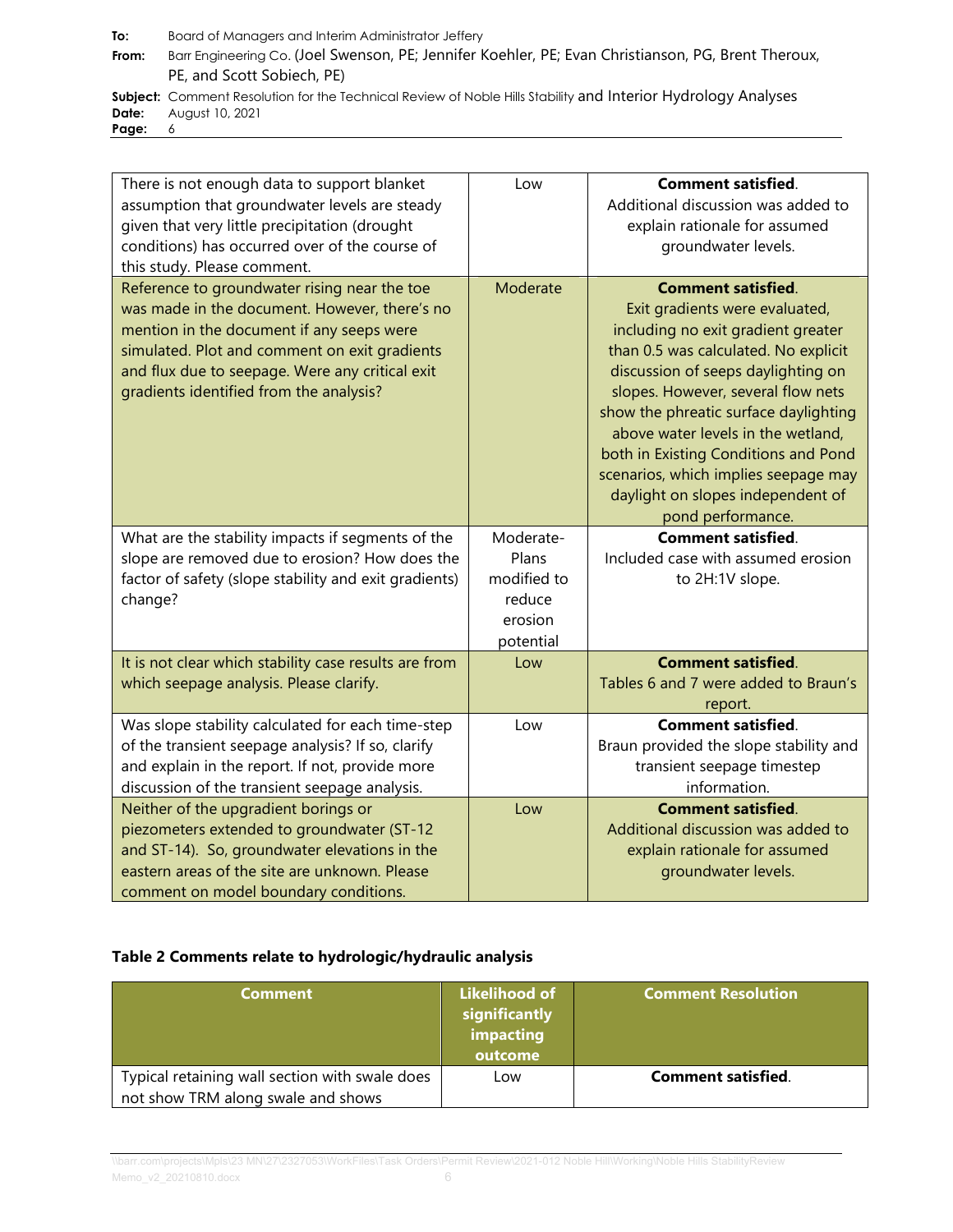| There is not enough data to support blanket assumption that groundwater levels are steady given that very little precipitation (drought conditions) has occurred over of the course of this study. Please comment. | Low | **Comment satisfied**. Additional discussion was added to explain rationale for assumed groundwater levels. |
|---|---|---|
| Reference to groundwater rising near the toe was made in the document. However, there's no mention in the document if any seeps were simulated. Plot and comment on exit gradients and flux due to seepage. Were any critical exit gradients identified from the analysis? | Moderate | **Comment satisfied**. Exit gradients were evaluated, including no exit gradient greater than 0.5 was calculated. No explicit discussion of seeps daylighting on slopes. However, several flow nets show the phreatic surface daylighting above water levels in the wetland, both in Existing Conditions and Pond scenarios, which implies seepage may daylight on slopes independent of pond performance. |
| What are the stability impacts if segments of the slope are removed due to erosion? How does the factor of safety (slope stability and exit gradients) change? | Moderate-Plans modified to reduce erosion potential | **Comment satisfied**. Included case with assumed erosion to 2H:1V slope. |
| It is not clear which stability case results are from which seepage analysis. Please clarify. | Low | **Comment satisfied**. Tables 6 and 7 were added to Braun's report. |
| Was slope stability calculated for each time-step of the transient seepage analysis? If so, clarify and explain in the report. If not, provide more discussion of the transient seepage analysis. | Low | **Comment satisfied**. Braun provided the slope stability and transient seepage timestep information. |
| Neither of the upgradient borings or piezometers extended to groundwater (ST-12 and ST-14). So, groundwater elevations in the eastern areas of the site are unknown. Please comment on model boundary conditions. | Low | **Comment satisfied**. Additional discussion was added to explain rationale for assumed groundwater levels. |

### Table 2 Comments relate to hydrologic/hydraulic analysis

| Comment | Likelihood of significantly impacting outcome | Comment Resolution |
|---|---|---|
| Typical retaining wall section with swale does not show TRM along swale and shows | Low | **Comment satisfied**. |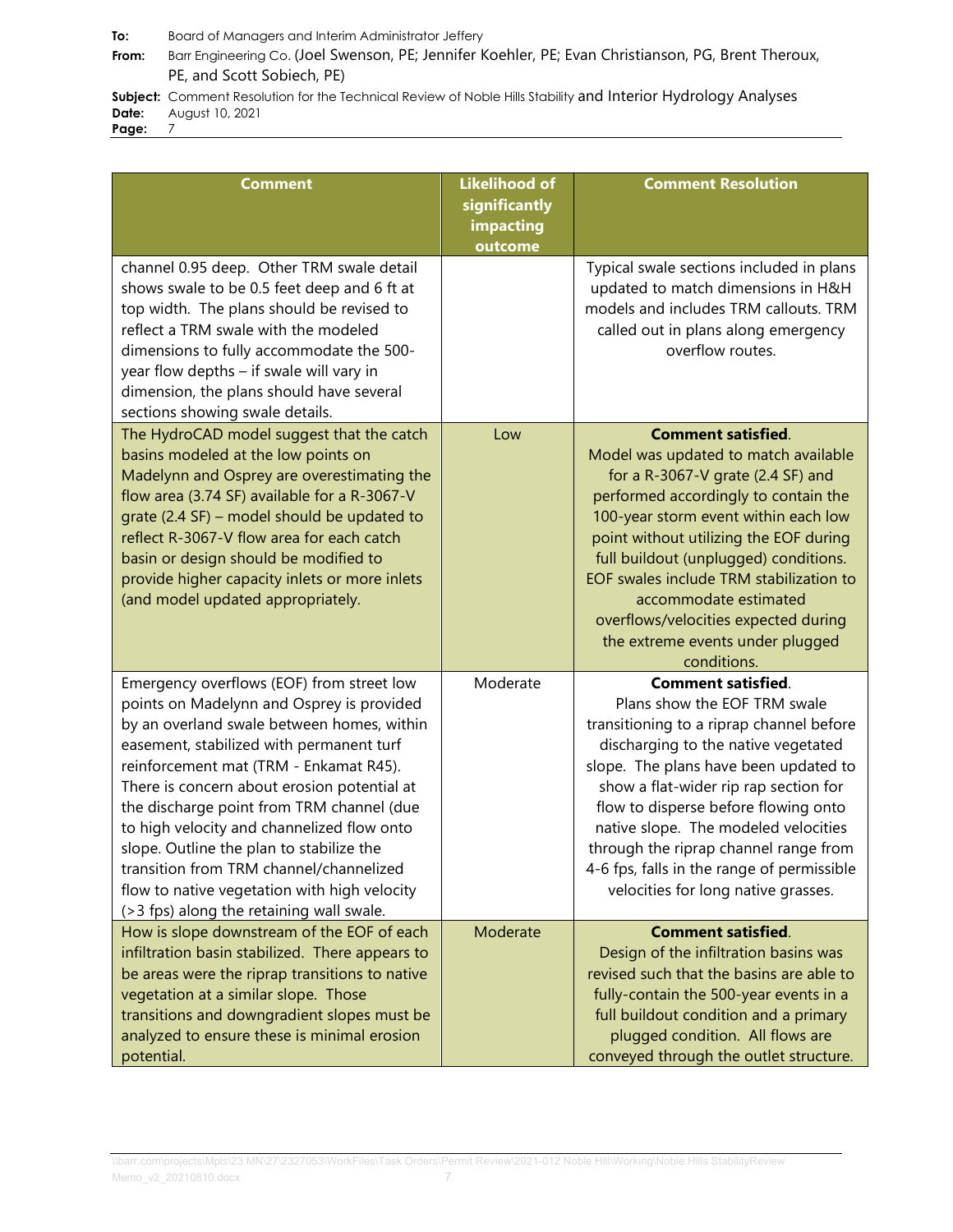| Comment | Likelihood of significantly impacting outcome | Comment Resolution |
|---|---|---|
| channel 0.95 deep. Other TRM swale detail shows swale to be 0.5 feet deep and 6 ft at top width. The plans should be revised to reflect a TRM swale with the modeled dimensions to fully accommodate the 500-year flow depths – if swale will vary in dimension, the plans should have several sections showing swale details. | | Typical swale sections included in plans updated to match dimensions in H&H models and includes TRM callouts. TRM called out in plans along emergency overflow routes. |
| The HydroCAD model suggest that the catch basins modeled at the low points on Madelynn and Osprey are overestimating the flow area (3.74 SF) available for a R-3067-V grate (2.4 SF) – model should be updated to reflect R-3067-V flow area for each catch basin or design should be modified to provide higher capacity inlets or more inlets (and model updated appropriately. | Low | **Comment satisfied**. Model was updated to match available for a R-3067-V grate (2.4 SF) and performed accordingly to contain the 100-year storm event within each low point without utilizing the EOF during full buildout (unplugged) conditions. EOF swales include TRM stabilization to accommodate estimated overflows/velocities expected during the extreme events under plugged conditions. |
| Emergency overflows (EOF) from street low points on Madelynn and Osprey is provided by an overland swale between homes, within easement, stabilized with permanent turf reinforcement mat (TRM - Enkamat R45). There is concern about erosion potential at the discharge point from TRM channel (due to high velocity and channelized flow onto slope. Outline the plan to stabilize the transition from TRM channel/channelized flow to native vegetation with high velocity (>3 fps) along the retaining wall swale. | Moderate | **Comment satisfied**. Plans show the EOF TRM swale transitioning to a riprap channel before discharging to the native vegetated slope. The plans have been updated to show a flat-wider rip rap section for flow to disperse before flowing onto native slope. The modeled velocities through the riprap channel range from 4-6 fps, falls in the range of permissible velocities for long native grasses. |
| How is slope downstream of the EOF of each infiltration basin stabilized. There appears to be areas were the riprap transitions to native vegetation at a similar slope. Those transitions and downgradient slopes must be analyzed to ensure these is minimal erosion potential. | Moderate | **Comment satisfied**. Design of the infiltration basins was revised such that the basins are able to fully-contain the 500-year events in a full buildout condition and a primary plugged condition. All flows are conveyed through the outlet structure. |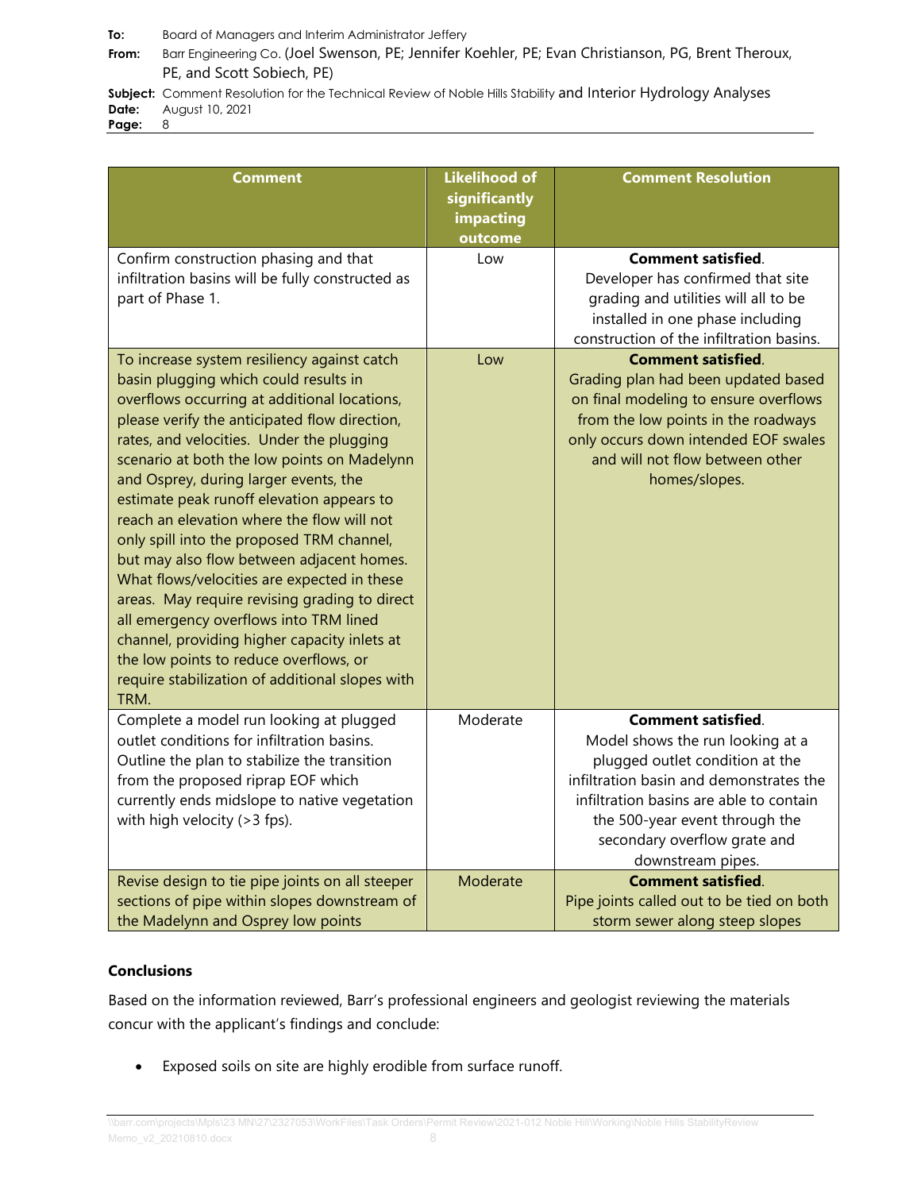| Comment | Likelihood of significantly impacting outcome | Comment Resolution |
|---|---|---|
| Confirm construction phasing and that infiltration basins will be fully constructed as part of Phase 1. | Low | **Comment satisfied**. Developer has confirmed that site grading and utilities will all to be installed in one phase including construction of the infiltration basins. |
| To increase system resiliency against catch basin plugging which could results in overflows occurring at additional locations, please verify the anticipated flow direction, rates, and velocities. Under the plugging scenario at both the low points on Madelynn and Osprey, during larger events, the estimate peak runoff elevation appears to reach an elevation where the flow will not only spill into the proposed TRM channel, but may also flow between adjacent homes. What flows/velocities are expected in these areas. May require revising grading to direct all emergency overflows into TRM lined channel, providing higher capacity inlets at the low points to reduce overflows, or require stabilization of additional slopes with TRM. | Low | **Comment satisfied**. Grading plan had been updated based on final modeling to ensure overflows from the low points in the roadways only occurs down intended EOF swales and will not flow between other homes/slopes. |
| Complete a model run looking at plugged outlet conditions for infiltration basins. Outline the plan to stabilize the transition from the proposed riprap EOF which currently ends midslope to native vegetation with high velocity (>3 fps). | Moderate | **Comment satisfied**. Model shows the run looking at a plugged outlet condition at the infiltration basin and demonstrates the infiltration basins are able to contain the 500-year event through the secondary overflow grate and downstream pipes. |
| Revise design to tie pipe joints on all steeper sections of pipe within slopes downstream of the Madelynn and Osprey low points | Moderate | **Comment satisfied**. Pipe joints called out to be tied on both storm sewer along steep slopes |

**Conclusions**

Based on the information reviewed, Barr's professional engineers and geologist reviewing the materials concur with the applicant's findings and conclude:

- Exposed soils on site are highly erodible from surface runoff.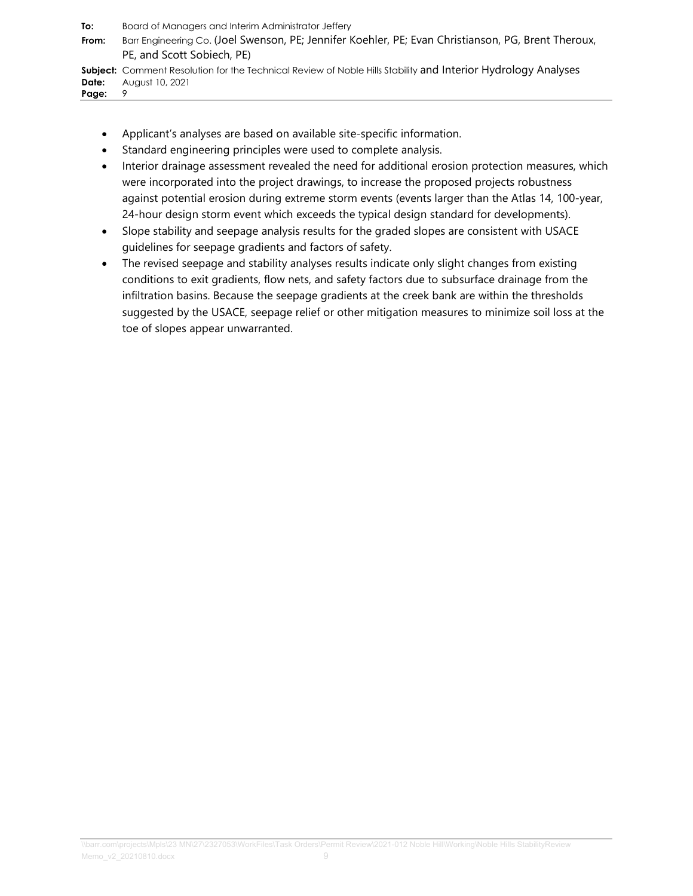- Applicant's analyses are based on available site-specific information.
- Standard engineering principles were used to complete analysis.
- Interior drainage assessment revealed the need for additional erosion protection measures, which were incorporated into the project drawings, to increase the proposed projects robustness against potential erosion during extreme storm events (events larger than the Atlas 14, 100-year, 24-hour design storm event which exceeds the typical design standard for developments).
- Slope stability and seepage analysis results for the graded slopes are consistent with USACE guidelines for seepage gradients and factors of safety.
- The revised seepage and stability analyses results indicate only slight changes from existing conditions to exit gradients, flow nets, and safety factors due to subsurface drainage from the infiltration basins. Because the seepage gradients at the creek bank are within the thresholds suggested by the USACE, seepage relief or other mitigation measures to minimize soil loss at the toe of slopes appear unwarranted.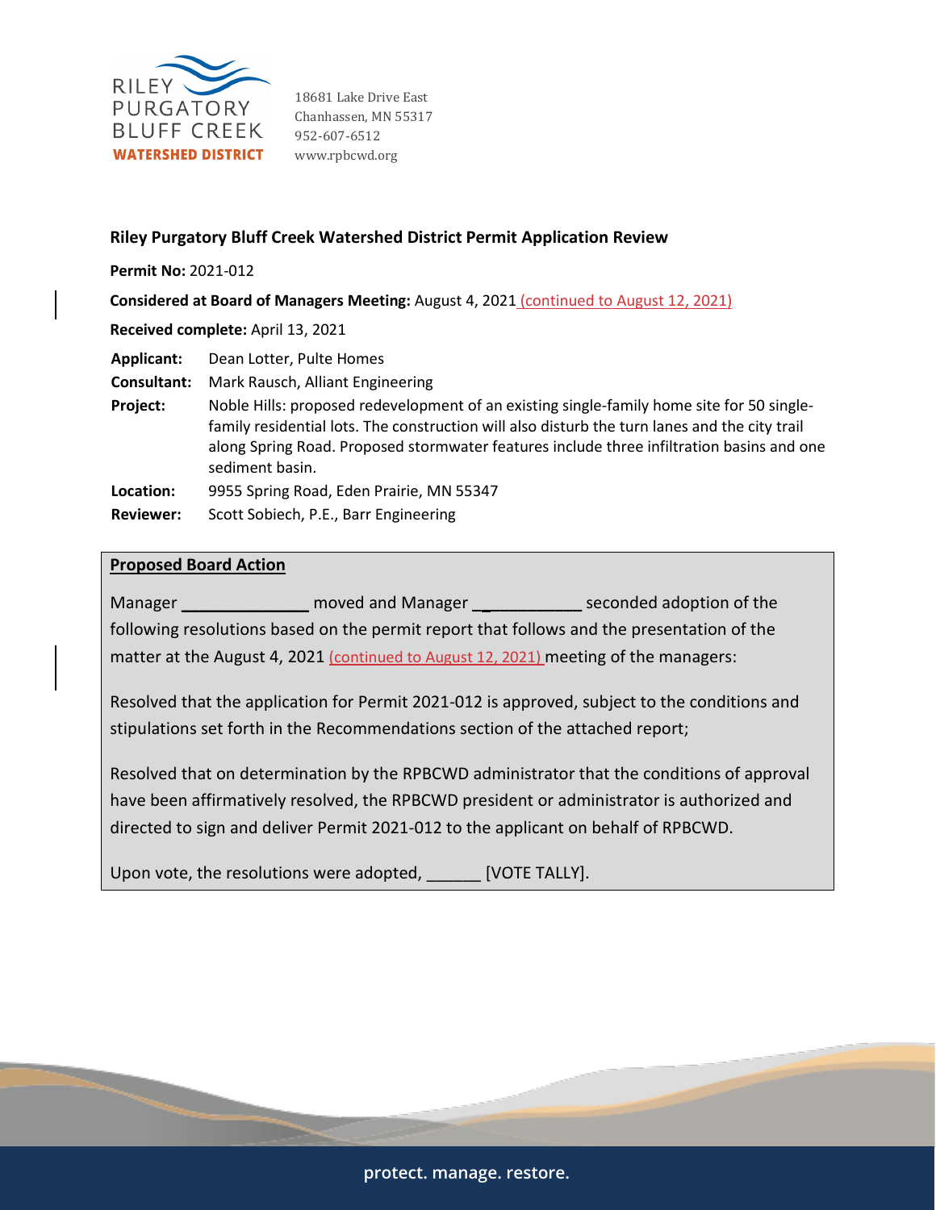RILEY PURGATORY BLUFF CREEK **WATERSHED DISTRICT**

18681 Lake Drive East
Chanhassen, MN 55317
952-607-6512
www.rpbcwd.org

## Riley Purgatory Bluff Creek Watershed District Permit Application Review

**Permit No:** 2021-012

**Considered at Board of Managers Meeting:** August 4, 2021 (continued to August 12, 2021)

**Received complete:** April 13, 2021

**Applicant:** Dean Lotter, Pulte Homes

**Consultant:** Mark Rausch, Alliant Engineering

**Project:** Noble Hills: proposed redevelopment of an existing single-family home site for 50 single-family residential lots. The construction will also disturb the turn lanes and the city trail along Spring Road. Proposed stormwater features include three infiltration basins and one sediment basin.

**Location:** 9955 Spring Road, Eden Prairie, MN 55347

**Reviewer:** Scott Sobiech, P.E., Barr Engineering

### Proposed Board Action

Manager ______________ moved and Manager ___________ seconded adoption of the following resolutions based on the permit report that follows and the presentation of the matter at the August 4, 2021 (continued to August 12, 2021) meeting of the managers:

Resolved that the application for Permit 2021-012 is approved, subject to the conditions and stipulations set forth in the Recommendations section of the attached report;

Resolved that on determination by the RPBCWD administrator that the conditions of approval have been affirmatively resolved, the RPBCWD president or administrator is authorized and directed to sign and deliver Permit 2021-012 to the applicant on behalf of RPBCWD.

Upon vote, the resolutions were adopted, ______ [VOTE TALLY].

protect. manage. restore.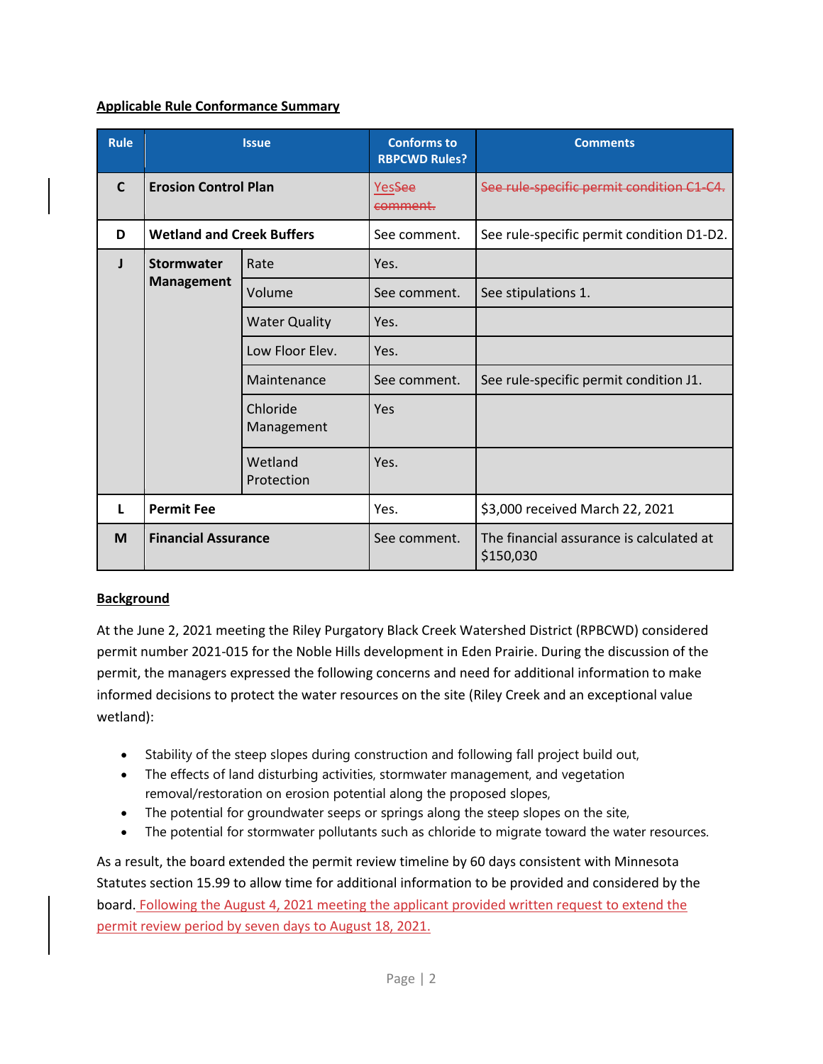**Applicable Rule Conformance Summary**

| Rule | Issue | | Conforms to RBPCWD Rules? | Comments |
|---|---|---|---|---|
| C | **Erosion Control Plan** | | Yes~~See comment.~~ | ~~See rule-specific permit condition C1-C4.~~ |
| D | **Wetland and Creek Buffers** | | See comment. | See rule-specific permit condition D1-D2. |
| J | **Stormwater Management** | Rate | Yes. | |
| | | Volume | See comment. | See stipulations 1. |
| | | Water Quality | Yes. | |
| | | Low Floor Elev. | Yes. | |
| | | Maintenance | See comment. | See rule-specific permit condition J1. |
| | | Chloride Management | Yes | |
| | | Wetland Protection | Yes. | |
| L | **Permit Fee** | | Yes. | $3,000 received March 22, 2021 |
| M | **Financial Assurance** | | See comment. | The financial assurance is calculated at $150,030 |

**Background**

At the June 2, 2021 meeting the Riley Purgatory Black Creek Watershed District (RPBCWD) considered permit number 2021-015 for the Noble Hills development in Eden Prairie. During the discussion of the permit, the managers expressed the following concerns and need for additional information to make informed decisions to protect the water resources on the site (Riley Creek and an exceptional value wetland):

- Stability of the steep slopes during construction and following fall project build out,
- The effects of land disturbing activities, stormwater management, and vegetation removal/restoration on erosion potential along the proposed slopes,
- The potential for groundwater seeps or springs along the steep slopes on the site,
- The potential for stormwater pollutants such as chloride to migrate toward the water resources.

As a result, the board extended the permit review timeline by 60 days consistent with Minnesota Statutes section 15.99 to allow time for additional information to be provided and considered by the board. Following the August 4, 2021 meeting the applicant provided written request to extend the permit review period by seven days to August 18, 2021.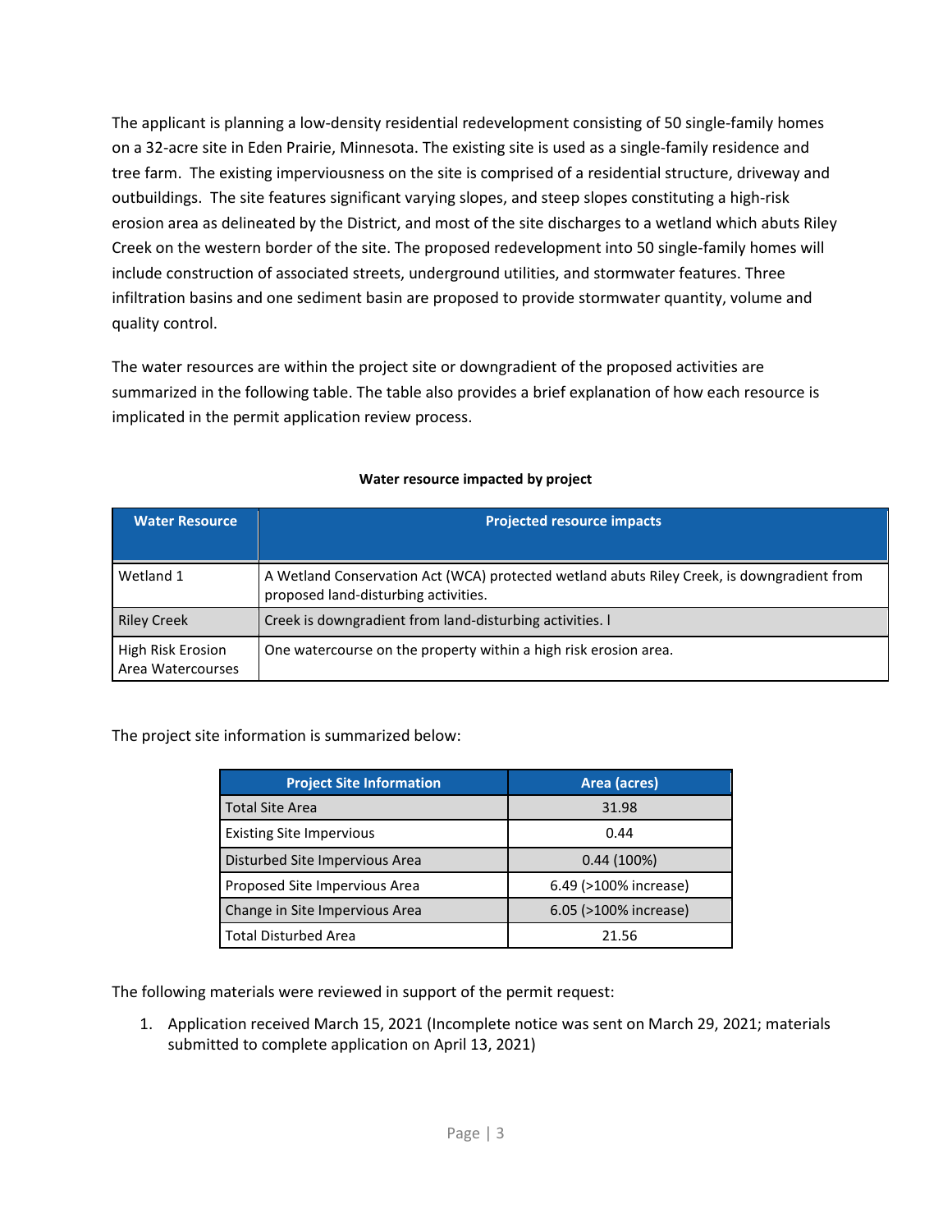The applicant is planning a low-density residential redevelopment consisting of 50 single-family homes on a 32-acre site in Eden Prairie, Minnesota. The existing site is used as a single-family residence and tree farm. The existing imperviousness on the site is comprised of a residential structure, driveway and outbuildings. The site features significant varying slopes, and steep slopes constituting a high-risk erosion area as delineated by the District, and most of the site discharges to a wetland which abuts Riley Creek on the western border of the site. The proposed redevelopment into 50 single-family homes will include construction of associated streets, underground utilities, and stormwater features. Three infiltration basins and one sediment basin are proposed to provide stormwater quantity, volume and quality control.

The water resources are within the project site or downgradient of the proposed activities are summarized in the following table. The table also provides a brief explanation of how each resource is implicated in the permit application review process.

**Water resource impacted by project**

| Water Resource | Projected resource impacts |
|---|---|
| Wetland 1 | A Wetland Conservation Act (WCA) protected wetland abuts Riley Creek, is downgradient from proposed land-disturbing activities. |
| Riley Creek | Creek is downgradient from land-disturbing activities. l |
| High Risk Erosion Area Watercourses | One watercourse on the property within a high risk erosion area. |

The project site information is summarized below:

| Project Site Information | Area (acres) |
|---|---|
| Total Site Area | 31.98 |
| Existing Site Impervious | 0.44 |
| Disturbed Site Impervious Area | 0.44 (100%) |
| Proposed Site Impervious Area | 6.49 (>100% increase) |
| Change in Site Impervious Area | 6.05 (>100% increase) |
| Total Disturbed Area | 21.56 |

The following materials were reviewed in support of the permit request:

1. Application received March 15, 2021 (Incomplete notice was sent on March 29, 2021; materials submitted to complete application on April 13, 2021)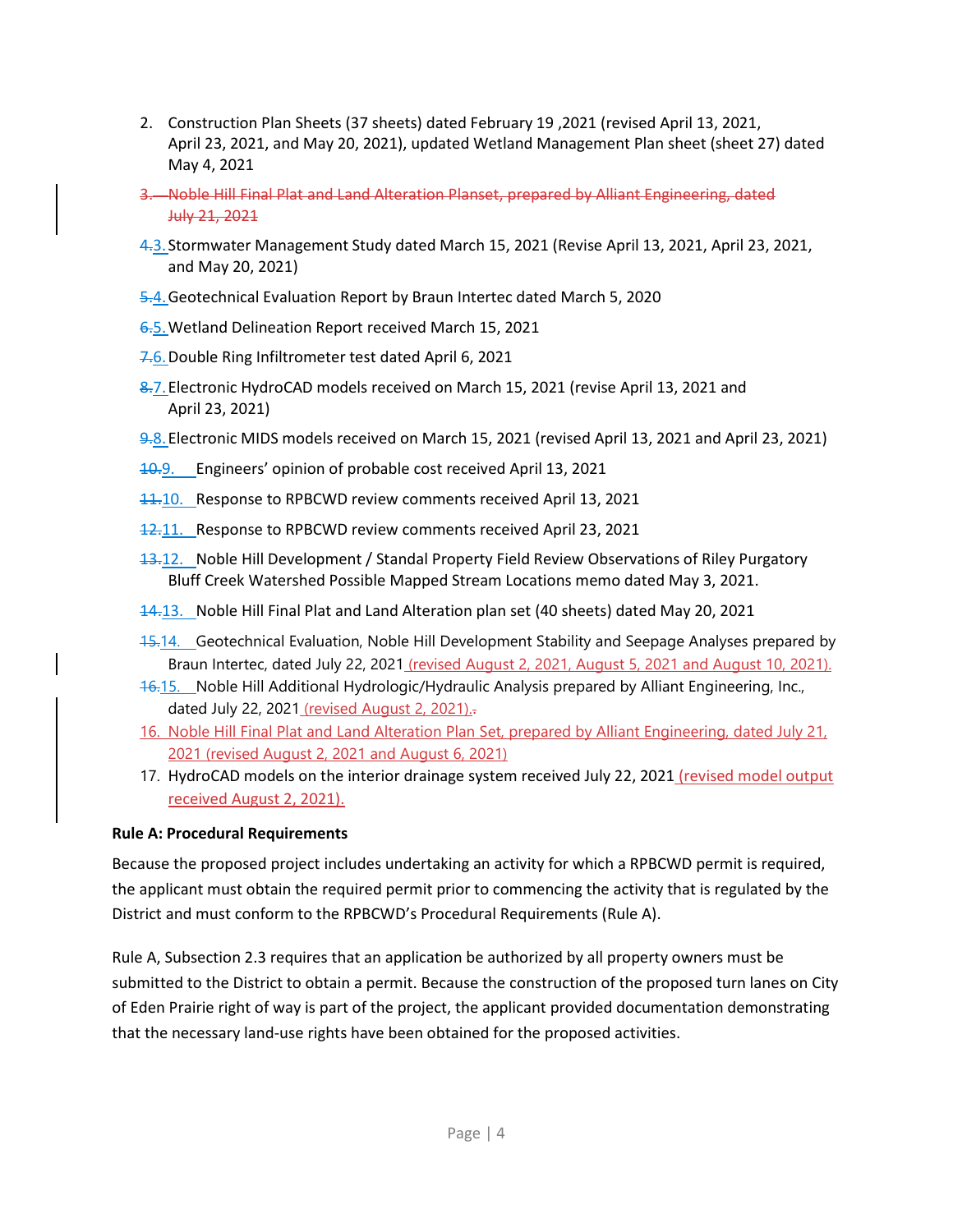2. Construction Plan Sheets (37 sheets) dated February 19 ,2021 (revised April 13, 2021, April 23, 2021, and May 20, 2021), updated Wetland Management Plan sheet (sheet 27) dated May 4, 2021

~~3. Noble Hill Final Plat and Land Alteration Planset, prepared by Alliant Engineering, dated July 21, 2021~~

~~4.~~3. Stormwater Management Study dated March 15, 2021 (Revise April 13, 2021, April 23, 2021, and May 20, 2021)

~~5.~~4. Geotechnical Evaluation Report by Braun Intertec dated March 5, 2020

~~6.~~5. Wetland Delineation Report received March 15, 2021

~~7.~~6. Double Ring Infiltrometer test dated April 6, 2021

~~8.~~7. Electronic HydroCAD models received on March 15, 2021 (revise April 13, 2021 and April 23, 2021)

~~9.~~8. Electronic MIDS models received on March 15, 2021 (revised April 13, 2021 and April 23, 2021)

~~10.~~9. Engineers' opinion of probable cost received April 13, 2021

~~11.~~10. Response to RPBCWD review comments received April 13, 2021

~~12.~~11. Response to RPBCWD review comments received April 23, 2021

~~13.~~12. Noble Hill Development / Standal Property Field Review Observations of Riley Purgatory Bluff Creek Watershed Possible Mapped Stream Locations memo dated May 3, 2021.

~~14.~~13. Noble Hill Final Plat and Land Alteration plan set (40 sheets) dated May 20, 2021

~~15.~~14. Geotechnical Evaluation, Noble Hill Development Stability and Seepage Analyses prepared by Braun Intertec, dated July 22, 2021 (revised August 2, 2021, August 5, 2021 and August 10, 2021).

~~16.~~15. Noble Hill Additional Hydrologic/Hydraulic Analysis prepared by Alliant Engineering, Inc., dated July 22, 2021 (revised August 2, 2021).

16. Noble Hill Final Plat and Land Alteration Plan Set, prepared by Alliant Engineering, dated July 21, 2021 (revised August 2, 2021 and August 6, 2021)

17. HydroCAD models on the interior drainage system received July 22, 2021 (revised model output received August 2, 2021).

**Rule A: Procedural Requirements**

Because the proposed project includes undertaking an activity for which a RPBCWD permit is required, the applicant must obtain the required permit prior to commencing the activity that is regulated by the District and must conform to the RPBCWD's Procedural Requirements (Rule A).

Rule A, Subsection 2.3 requires that an application be authorized by all property owners must be submitted to the District to obtain a permit. Because the construction of the proposed turn lanes on City of Eden Prairie right of way is part of the project, the applicant provided documentation demonstrating that the necessary land-use rights have been obtained for the proposed activities.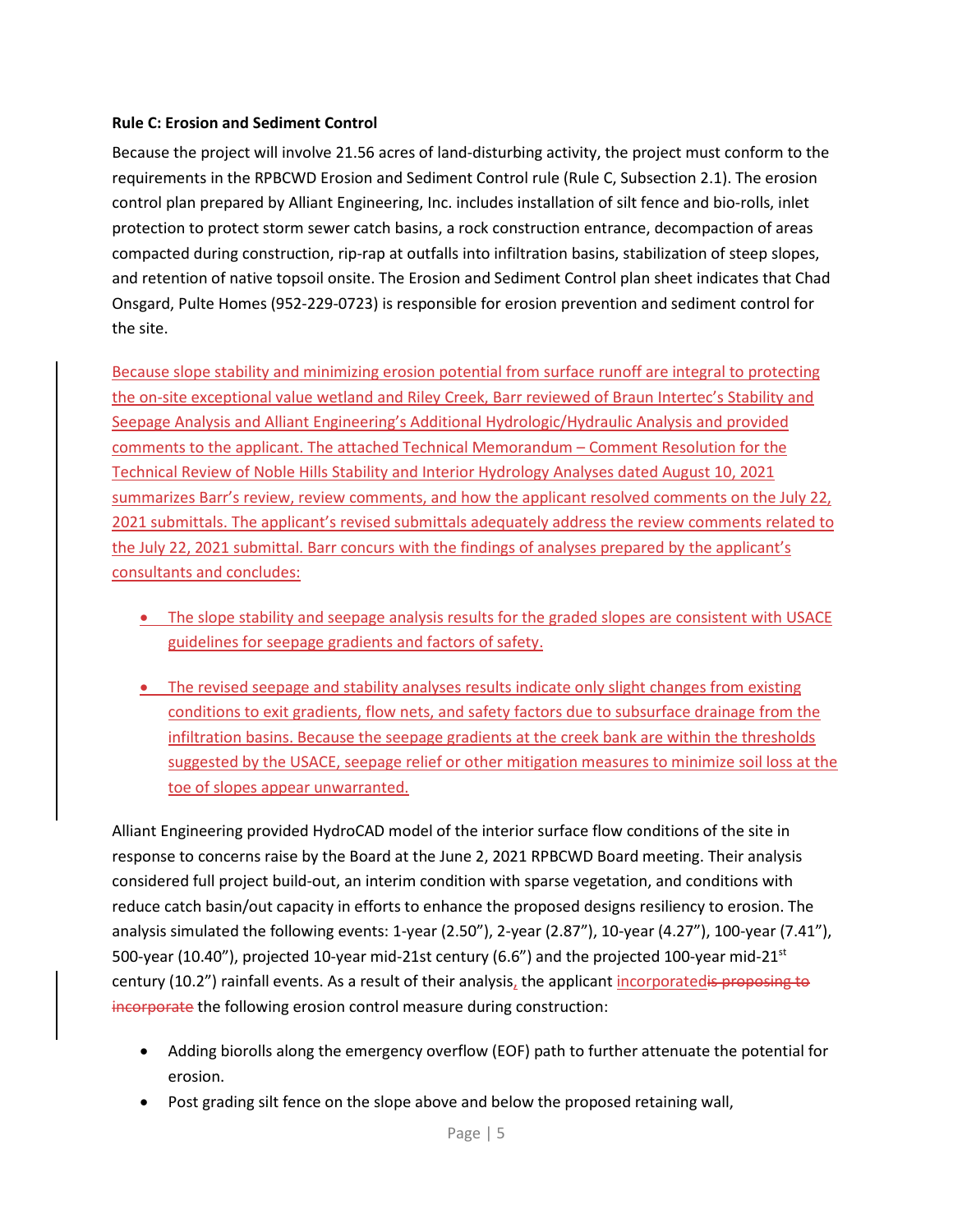**Rule C: Erosion and Sediment Control**

Because the project will involve 21.56 acres of land-disturbing activity, the project must conform to the requirements in the RPBCWD Erosion and Sediment Control rule (Rule C, Subsection 2.1). The erosion control plan prepared by Alliant Engineering, Inc. includes installation of silt fence and bio-rolls, inlet protection to protect storm sewer catch basins, a rock construction entrance, decompaction of areas compacted during construction, rip-rap at outfalls into infiltration basins, stabilization of steep slopes, and retention of native topsoil onsite. The Erosion and Sediment Control plan sheet indicates that Chad Onsgard, Pulte Homes (952-229-0723) is responsible for erosion prevention and sediment control for the site.

Because slope stability and minimizing erosion potential from surface runoff are integral to protecting the on-site exceptional value wetland and Riley Creek, Barr reviewed of Braun Intertec's Stability and Seepage Analysis and Alliant Engineering's Additional Hydrologic/Hydraulic Analysis and provided comments to the applicant. The attached Technical Memorandum – Comment Resolution for the Technical Review of Noble Hills Stability and Interior Hydrology Analyses dated August 10, 2021 summarizes Barr's review, review comments, and how the applicant resolved comments on the July 22, 2021 submittals. The applicant's revised submittals adequately address the review comments related to the July 22, 2021 submittal. Barr concurs with the findings of analyses prepared by the applicant's consultants and concludes:

- The slope stability and seepage analysis results for the graded slopes are consistent with USACE guidelines for seepage gradients and factors of safety.
- The revised seepage and stability analyses results indicate only slight changes from existing conditions to exit gradients, flow nets, and safety factors due to subsurface drainage from the infiltration basins. Because the seepage gradients at the creek bank are within the thresholds suggested by the USACE, seepage relief or other mitigation measures to minimize soil loss at the toe of slopes appear unwarranted.

Alliant Engineering provided HydroCAD model of the interior surface flow conditions of the site in response to concerns raise by the Board at the June 2, 2021 RPBCWD Board meeting. Their analysis considered full project build-out, an interim condition with sparse vegetation, and conditions with reduce catch basin/out capacity in efforts to enhance the proposed designs resiliency to erosion. The analysis simulated the following events: 1-year (2.50"), 2-year (2.87"), 10-year (4.27"), 100-year (7.41"), 500-year (10.40"), projected 10-year mid-21st century (6.6") and the projected 100-year mid-21st century (10.2") rainfall events. As a result of their analysis, the applicant incorporated~~is proposing to incorporate~~ the following erosion control measure during construction:

- Adding biorolls along the emergency overflow (EOF) path to further attenuate the potential for erosion.
- Post grading silt fence on the slope above and below the proposed retaining wall,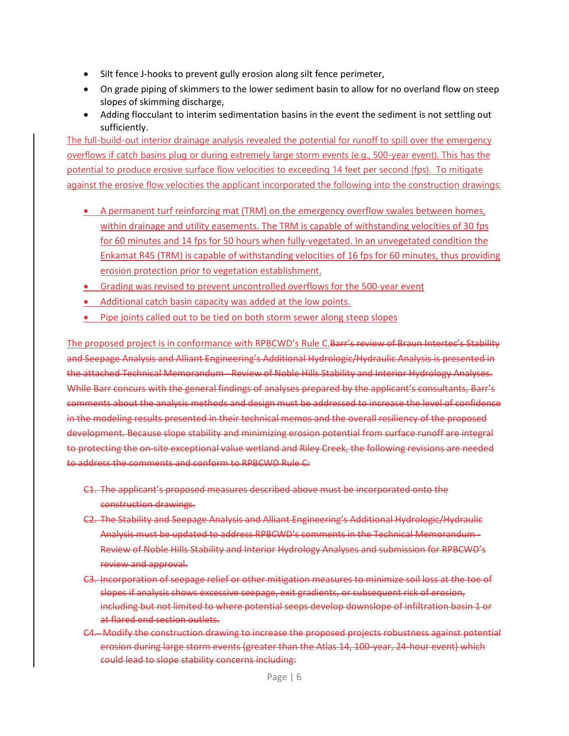- Silt fence J-hooks to prevent gully erosion along silt fence perimeter,
- On grade piping of skimmers to the lower sediment basin to allow for no overland flow on steep slopes of skimming discharge,
- Adding flocculant to interim sedimentation basins in the event the sediment is not settling out sufficiently.

<ins>The full-build-out interior drainage analysis revealed the potential for runoff to spill over the emergency overflows if catch basins plug or during extremely large storm events (e.g., 500-year event). This has the potential to produce erosive surface flow velocities to exceeding 14 feet per second (fps). To mitigate against the erosive flow velocities the applicant incorporated the following into the construction drawings:</ins>

- <ins>A permanent turf reinforcing mat (TRM) on the emergency overflow swales between homes, within drainage and utility easements. The TRM is capable of withstanding velocities of 30 fps for 60 minutes and 14 fps for 50 hours when fully-vegetated. In an unvegetated condition the Enkamat R45 (TRM) is capable of withstanding velocities of 16 fps for 60 minutes, thus providing erosion protection prior to vegetation establishment.</ins>
- <ins>Grading was revised to prevent uncontrolled overflows for the 500-year event</ins>
- <ins>Additional catch basin capacity was added at the low points.</ins>
- <ins>Pipe joints called out to be tied on both storm sewer along steep slopes</ins>

<ins>The proposed project is in conformance with RPBCWD's Rule C.</ins>~~Barr's review of Braun Intertec's Stability and Seepage Analysis and Alliant Engineering's Additional Hydrologic/Hydraulic Analysis is presented in the attached Technical Memorandum - Review of Noble Hills Stability and Interior Hydrology Analyses. While Barr concurs with the general findings of analyses prepared by the applicant's consultants, Barr's comments about the analysis methods and design must be addressed to increase the level of confidence in the modeling results presented in their technical memos and the overall resiliency of the proposed development. Because slope stability and minimizing erosion potential from surface runoff are integral to protecting the on-site exceptional value wetland and Riley Creek, the following revisions are needed to address the comments and conform to RPBCWD Rule C:~~

~~C1. The applicant's proposed measures described above must be incorporated onto the construction drawings.~~

~~C2. The Stability and Seepage Analysis and Alliant Engineering's Additional Hydrologic/Hydraulic Analysis must be updated to address RPBCWD's comments in the Technical Memorandum - Review of Noble Hills Stability and Interior Hydrology Analyses and submission for RPBCWD's review and approval.~~

~~C3. Incorporation of seepage relief or other mitigation measures to minimize soil loss at the toe of slopes if analysis shows excessive seepage, exit gradients, or subsequent risk of erosion, including but not limited to where potential seeps develop downslope of infiltration basin 1 or at flared end section outlets.~~

~~C4. Modify the construction drawing to increase the proposed projects robustness against potential erosion during large storm events (greater than the Atlas 14, 100-year, 24-hour event) which could lead to slope stability concerns including:~~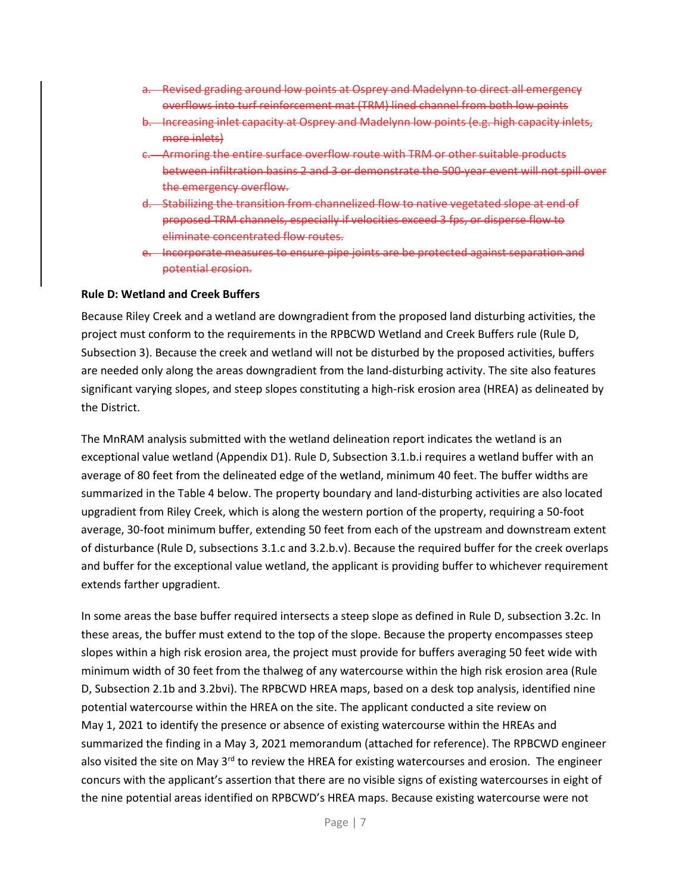- a. ~~Revised grading around low points at Osprey and Madelynn to direct all emergency overflows into turf reinforcement mat (TRM) lined channel from both low points~~
- b. ~~Increasing inlet capacity at Osprey and Madelynn low points (e.g. high capacity inlets, more inlets)~~
- c. ~~Armoring the entire surface overflow route with TRM or other suitable products between infiltration basins 2 and 3 or demonstrate the 500-year event will not spill over the emergency overflow.~~
- d. ~~Stabilizing the transition from channelized flow to native vegetated slope at end of proposed TRM channels, especially if velocities exceed 3 fps, or disperse flow to eliminate concentrated flow routes.~~
- e. ~~Incorporate measures to ensure pipe joints are be protected against separation and potential erosion.~~

**Rule D: Wetland and Creek Buffers**

Because Riley Creek and a wetland are downgradient from the proposed land disturbing activities, the project must conform to the requirements in the RPBCWD Wetland and Creek Buffers rule (Rule D, Subsection 3). Because the creek and wetland will not be disturbed by the proposed activities, buffers are needed only along the areas downgradient from the land-disturbing activity. The site also features significant varying slopes, and steep slopes constituting a high-risk erosion area (HREA) as delineated by the District.

The MnRAM analysis submitted with the wetland delineation report indicates the wetland is an exceptional value wetland (Appendix D1). Rule D, Subsection 3.1.b.i requires a wetland buffer with an average of 80 feet from the delineated edge of the wetland, minimum 40 feet. The buffer widths are summarized in the Table 4 below. The property boundary and land-disturbing activities are also located upgradient from Riley Creek, which is along the western portion of the property, requiring a 50-foot average, 30-foot minimum buffer, extending 50 feet from each of the upstream and downstream extent of disturbance (Rule D, subsections 3.1.c and 3.2.b.v). Because the required buffer for the creek overlaps and buffer for the exceptional value wetland, the applicant is providing buffer to whichever requirement extends farther upgradient.

In some areas the base buffer required intersects a steep slope as defined in Rule D, subsection 3.2c. In these areas, the buffer must extend to the top of the slope. Because the property encompasses steep slopes within a high risk erosion area, the project must provide for buffers averaging 50 feet wide with minimum width of 30 feet from the thalweg of any watercourse within the high risk erosion area (Rule D, Subsection 2.1b and 3.2bvi). The RPBCWD HREA maps, based on a desk top analysis, identified nine potential watercourse within the HREA on the site. The applicant conducted a site review on May 1, 2021 to identify the presence or absence of existing watercourse within the HREAs and summarized the finding in a May 3, 2021 memorandum (attached for reference). The RPBCWD engineer also visited the site on May 3rd to review the HREA for existing watercourses and erosion. The engineer concurs with the applicant's assertion that there are no visible signs of existing watercourses in eight of the nine potential areas identified on RPBCWD's HREA maps. Because existing watercourse were not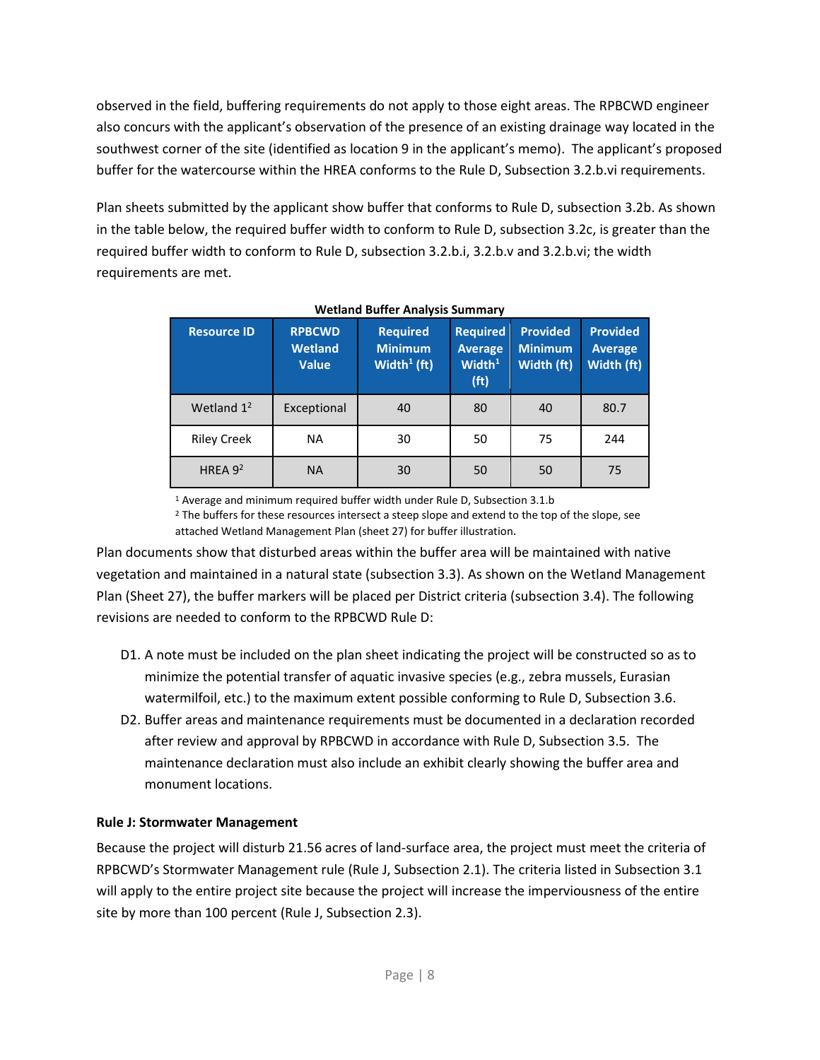observed in the field, buffering requirements do not apply to those eight areas. The RPBCWD engineer also concurs with the applicant's observation of the presence of an existing drainage way located in the southwest corner of the site (identified as location 9 in the applicant's memo). The applicant's proposed buffer for the watercourse within the HREA conforms to the Rule D, Subsection 3.2.b.vi requirements.

Plan sheets submitted by the applicant show buffer that conforms to Rule D, subsection 3.2b. As shown in the table below, the required buffer width to conform to Rule D, subsection 3.2c, is greater than the required buffer width to conform to Rule D, subsection 3.2.b.i, 3.2.b.v and 3.2.b.vi; the width requirements are met.

**Wetland Buffer Analysis Summary**

| Resource ID | RPBCWD Wetland Value | Required Minimum Width[1] (ft) | Required Average Width[1] (ft) | Provided Minimum Width (ft) | Provided Average Width (ft) |
|---|---|---|---|---|---|
| Wetland 1[2] | Exceptional | 40 | 80 | 40 | 80.7 |
| Riley Creek | NA | 30 | 50 | 75 | 244 |
| HREA 9[2] | NA | 30 | 50 | 50 | 75 |

[1] Average and minimum required buffer width under Rule D, Subsection 3.1.b
[2] The buffers for these resources intersect a steep slope and extend to the top of the slope, see attached Wetland Management Plan (sheet 27) for buffer illustration.

Plan documents show that disturbed areas within the buffer area will be maintained with native vegetation and maintained in a natural state (subsection 3.3). As shown on the Wetland Management Plan (Sheet 27), the buffer markers will be placed per District criteria (subsection 3.4). The following revisions are needed to conform to the RPBCWD Rule D:

- D1. A note must be included on the plan sheet indicating the project will be constructed so as to minimize the potential transfer of aquatic invasive species (e.g., zebra mussels, Eurasian watermilfoil, etc.) to the maximum extent possible conforming to Rule D, Subsection 3.6.
- D2. Buffer areas and maintenance requirements must be documented in a declaration recorded after review and approval by RPBCWD in accordance with Rule D, Subsection 3.5. The maintenance declaration must also include an exhibit clearly showing the buffer area and monument locations.

**Rule J: Stormwater Management**

Because the project will disturb 21.56 acres of land-surface area, the project must meet the criteria of RPBCWD's Stormwater Management rule (Rule J, Subsection 2.1). The criteria listed in Subsection 3.1 will apply to the entire project site because the project will increase the imperviousness of the entire site by more than 100 percent (Rule J, Subsection 2.3).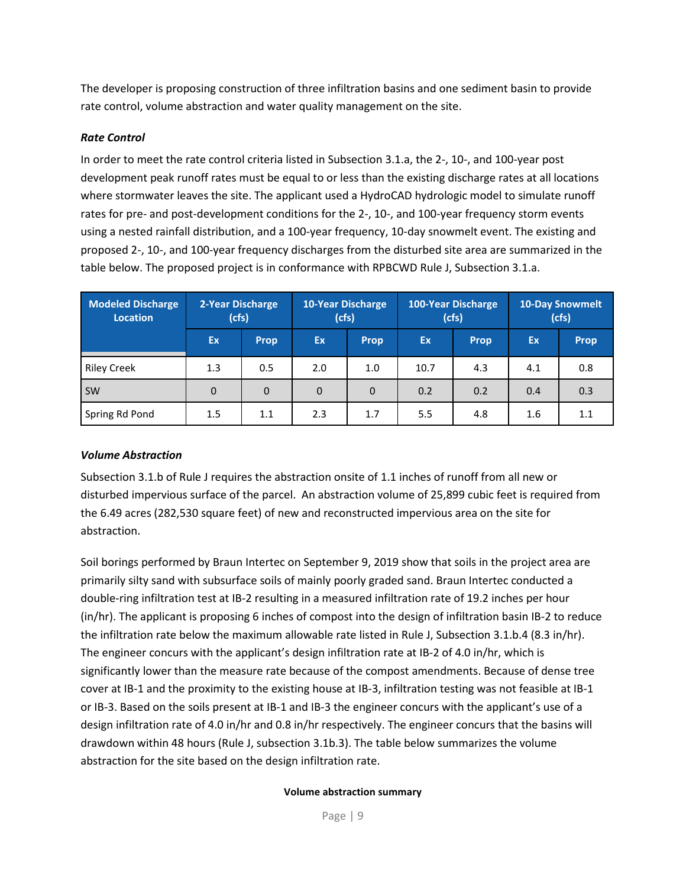The developer is proposing construction of three infiltration basins and one sediment basin to provide rate control, volume abstraction and water quality management on the site.

***Rate Control***

In order to meet the rate control criteria listed in Subsection 3.1.a, the 2-, 10-, and 100-year post development peak runoff rates must be equal to or less than the existing discharge rates at all locations where stormwater leaves the site. The applicant used a HydroCAD hydrologic model to simulate runoff rates for pre- and post-development conditions for the 2-, 10-, and 100-year frequency storm events using a nested rainfall distribution, and a 100-year frequency, 10-day snowmelt event. The existing and proposed 2-, 10-, and 100-year frequency discharges from the disturbed site area are summarized in the table below. The proposed project is in conformance with RPBCWD Rule J, Subsection 3.1.a.

| Modeled Discharge Location | 2-Year Discharge (cfs) | | 10-Year Discharge (cfs) | | 100-Year Discharge (cfs) | | 10-Day Snowmelt (cfs) | |
|---|---|---|---|---|---|---|---|---|
| | Ex | Prop | Ex | Prop | Ex | Prop | Ex | Prop |
| Riley Creek | 1.3 | 0.5 | 2.0 | 1.0 | 10.7 | 4.3 | 4.1 | 0.8 |
| SW | 0 | 0 | 0 | 0 | 0.2 | 0.2 | 0.4 | 0.3 |
| Spring Rd Pond | 1.5 | 1.1 | 2.3 | 1.7 | 5.5 | 4.8 | 1.6 | 1.1 |

***Volume Abstraction***

Subsection 3.1.b of Rule J requires the abstraction onsite of 1.1 inches of runoff from all new or disturbed impervious surface of the parcel. An abstraction volume of 25,899 cubic feet is required from the 6.49 acres (282,530 square feet) of new and reconstructed impervious area on the site for abstraction.

Soil borings performed by Braun Intertec on September 9, 2019 show that soils in the project area are primarily silty sand with subsurface soils of mainly poorly graded sand. Braun Intertec conducted a double-ring infiltration test at IB-2 resulting in a measured infiltration rate of 19.2 inches per hour (in/hr). The applicant is proposing 6 inches of compost into the design of infiltration basin IB-2 to reduce the infiltration rate below the maximum allowable rate listed in Rule J, Subsection 3.1.b.4 (8.3 in/hr). The engineer concurs with the applicant's design infiltration rate at IB-2 of 4.0 in/hr, which is significantly lower than the measure rate because of the compost amendments. Because of dense tree cover at IB-1 and the proximity to the existing house at IB-3, infiltration testing was not feasible at IB-1 or IB-3. Based on the soils present at IB-1 and IB-3 the engineer concurs with the applicant's use of a design infiltration rate of 4.0 in/hr and 0.8 in/hr respectively. The engineer concurs that the basins will drawdown within 48 hours (Rule J, subsection 3.1b.3). The table below summarizes the volume abstraction for the site based on the design infiltration rate.

**Volume abstraction summary**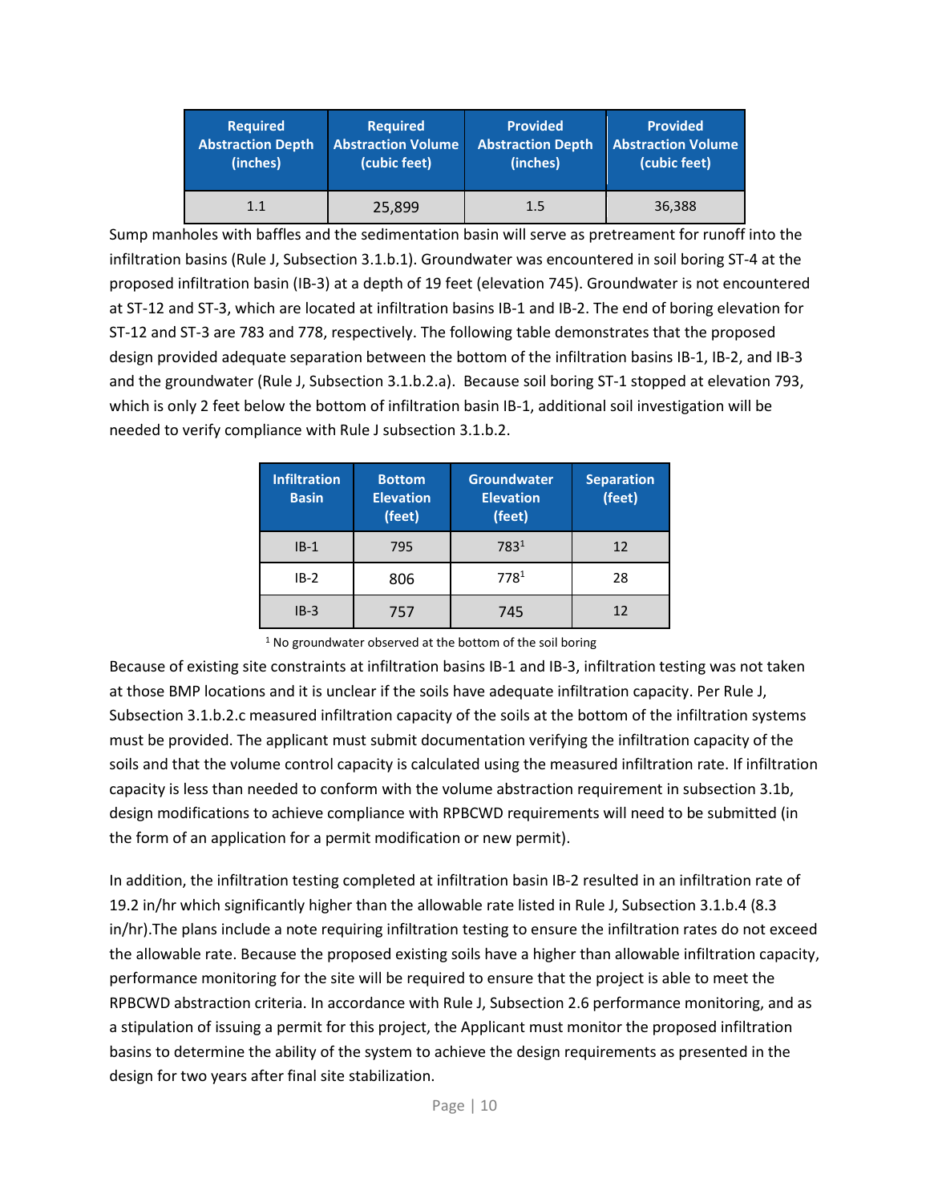| Required Abstraction Depth (inches) | Required Abstraction Volume (cubic feet) | Provided Abstraction Depth (inches) | Provided Abstraction Volume (cubic feet) |
|---|---|---|---|
| 1.1 | 25,899 | 1.5 | 36,388 |

Sump manholes with baffles and the sedimentation basin will serve as pretreament for runoff into the infiltration basins (Rule J, Subsection 3.1.b.1). Groundwater was encountered in soil boring ST-4 at the proposed infiltration basin (IB-3) at a depth of 19 feet (elevation 745). Groundwater is not encountered at ST-12 and ST-3, which are located at infiltration basins IB-1 and IB-2. The end of boring elevation for ST-12 and ST-3 are 783 and 778, respectively. The following table demonstrates that the proposed design provided adequate separation between the bottom of the infiltration basins IB-1, IB-2, and IB-3 and the groundwater (Rule J, Subsection 3.1.b.2.a). Because soil boring ST-1 stopped at elevation 793, which is only 2 feet below the bottom of infiltration basin IB-1, additional soil investigation will be needed to verify compliance with Rule J subsection 3.1.b.2.

| Infiltration Basin | Bottom Elevation (feet) | Groundwater Elevation (feet) | Separation (feet) |
|---|---|---|---|
| IB-1 | 795 | 783[1] | 12 |
| IB-2 | 806 | 778[1] | 28 |
| IB-3 | 757 | 745 | 12 |

[1] No groundwater observed at the bottom of the soil boring

Because of existing site constraints at infiltration basins IB-1 and IB-3, infiltration testing was not taken at those BMP locations and it is unclear if the soils have adequate infiltration capacity. Per Rule J, Subsection 3.1.b.2.c measured infiltration capacity of the soils at the bottom of the infiltration systems must be provided. The applicant must submit documentation verifying the infiltration capacity of the soils and that the volume control capacity is calculated using the measured infiltration rate. If infiltration capacity is less than needed to conform with the volume abstraction requirement in subsection 3.1b, design modifications to achieve compliance with RPBCWD requirements will need to be submitted (in the form of an application for a permit modification or new permit).

In addition, the infiltration testing completed at infiltration basin IB-2 resulted in an infiltration rate of 19.2 in/hr which significantly higher than the allowable rate listed in Rule J, Subsection 3.1.b.4 (8.3 in/hr).The plans include a note requiring infiltration testing to ensure the infiltration rates do not exceed the allowable rate. Because the proposed existing soils have a higher than allowable infiltration capacity, performance monitoring for the site will be required to ensure that the project is able to meet the RPBCWD abstraction criteria. In accordance with Rule J, Subsection 2.6 performance monitoring, and as a stipulation of issuing a permit for this project, the Applicant must monitor the proposed infiltration basins to determine the ability of the system to achieve the design requirements as presented in the design for two years after final site stabilization.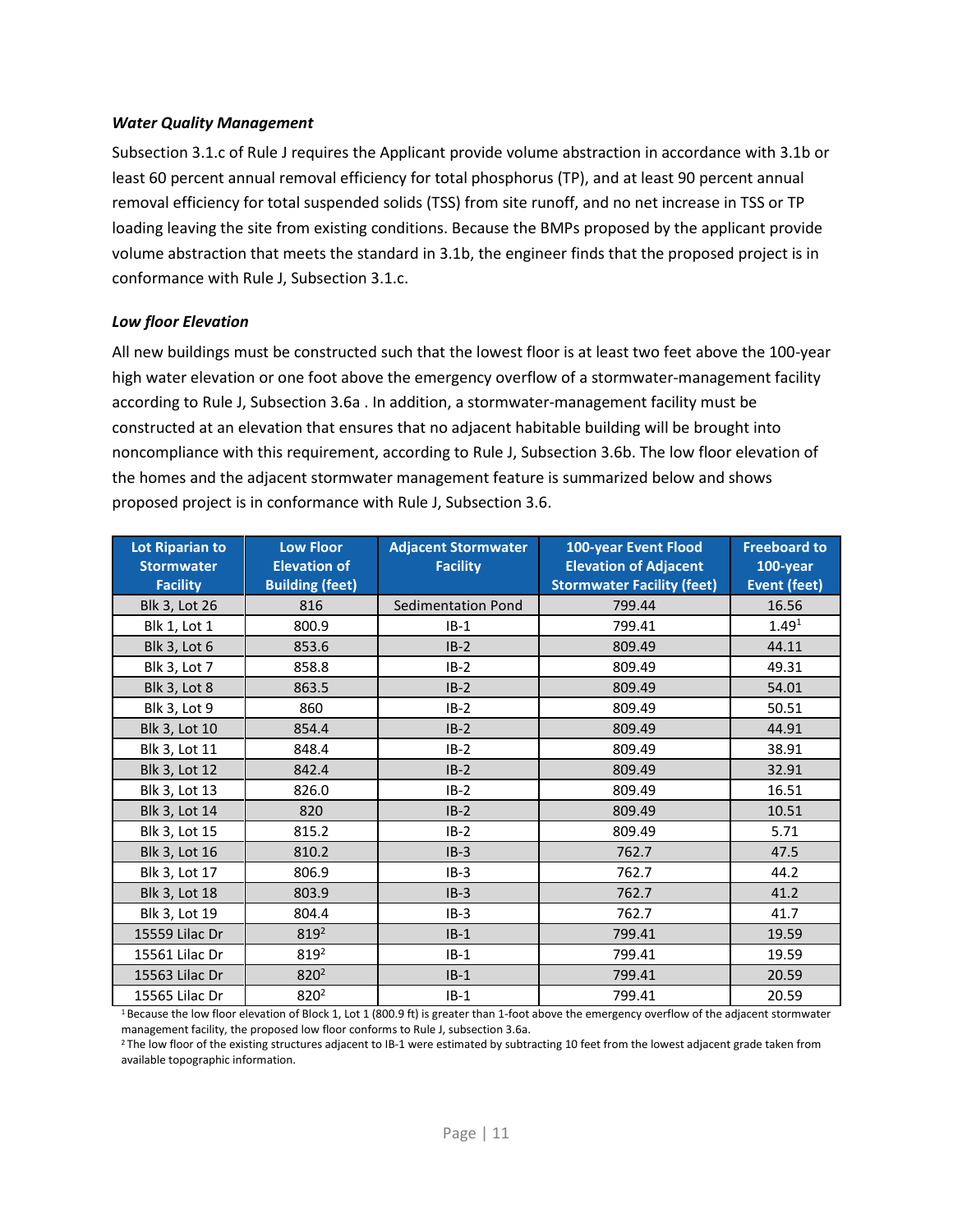***Water Quality Management***

Subsection 3.1.c of Rule J requires the Applicant provide volume abstraction in accordance with 3.1b or least 60 percent annual removal efficiency for total phosphorus (TP), and at least 90 percent annual removal efficiency for total suspended solids (TSS) from site runoff, and no net increase in TSS or TP loading leaving the site from existing conditions. Because the BMPs proposed by the applicant provide volume abstraction that meets the standard in 3.1b, the engineer finds that the proposed project is in conformance with Rule J, Subsection 3.1.c.

***Low floor Elevation***

All new buildings must be constructed such that the lowest floor is at least two feet above the 100-year high water elevation or one foot above the emergency overflow of a stormwater-management facility according to Rule J, Subsection 3.6a . In addition, a stormwater-management facility must be constructed at an elevation that ensures that no adjacent habitable building will be brought into noncompliance with this requirement, according to Rule J, Subsection 3.6b. The low floor elevation of the homes and the adjacent stormwater management feature is summarized below and shows proposed project is in conformance with Rule J, Subsection 3.6.

| Lot Riparian to Stormwater Facility | Low Floor Elevation of Building (feet) | Adjacent Stormwater Facility | 100-year Event Flood Elevation of Adjacent Stormwater Facility (feet) | Freeboard to 100-year Event (feet) |
|---|---|---|---|---|
| Blk 3, Lot 26 | 816 | Sedimentation Pond | 799.44 | 16.56 |
| Blk 1, Lot 1 | 800.9 | IB-1 | 799.41 | 1.49[1] |
| Blk 3, Lot 6 | 853.6 | IB-2 | 809.49 | 44.11 |
| Blk 3, Lot 7 | 858.8 | IB-2 | 809.49 | 49.31 |
| Blk 3, Lot 8 | 863.5 | IB-2 | 809.49 | 54.01 |
| Blk 3, Lot 9 | 860 | IB-2 | 809.49 | 50.51 |
| Blk 3, Lot 10 | 854.4 | IB-2 | 809.49 | 44.91 |
| Blk 3, Lot 11 | 848.4 | IB-2 | 809.49 | 38.91 |
| Blk 3, Lot 12 | 842.4 | IB-2 | 809.49 | 32.91 |
| Blk 3, Lot 13 | 826.0 | IB-2 | 809.49 | 16.51 |
| Blk 3, Lot 14 | 820 | IB-2 | 809.49 | 10.51 |
| Blk 3, Lot 15 | 815.2 | IB-2 | 809.49 | 5.71 |
| Blk 3, Lot 16 | 810.2 | IB-3 | 762.7 | 47.5 |
| Blk 3, Lot 17 | 806.9 | IB-3 | 762.7 | 44.2 |
| Blk 3, Lot 18 | 803.9 | IB-3 | 762.7 | 41.2 |
| Blk 3, Lot 19 | 804.4 | IB-3 | 762.7 | 41.7 |
| 15559 Lilac Dr | 819[2] | IB-1 | 799.41 | 19.59 |
| 15561 Lilac Dr | 819[2] | IB-1 | 799.41 | 19.59 |
| 15563 Lilac Dr | 820[2] | IB-1 | 799.41 | 20.59 |
| 15565 Lilac Dr | 820[2] | IB-1 | 799.41 | 20.59 |

[1] Because the low floor elevation of Block 1, Lot 1 (800.9 ft) is greater than 1-foot above the emergency overflow of the adjacent stormwater management facility, the proposed low floor conforms to Rule J, subsection 3.6a.

[2] The low floor of the existing structures adjacent to IB-1 were estimated by subtracting 10 feet from the lowest adjacent grade taken from available topographic information.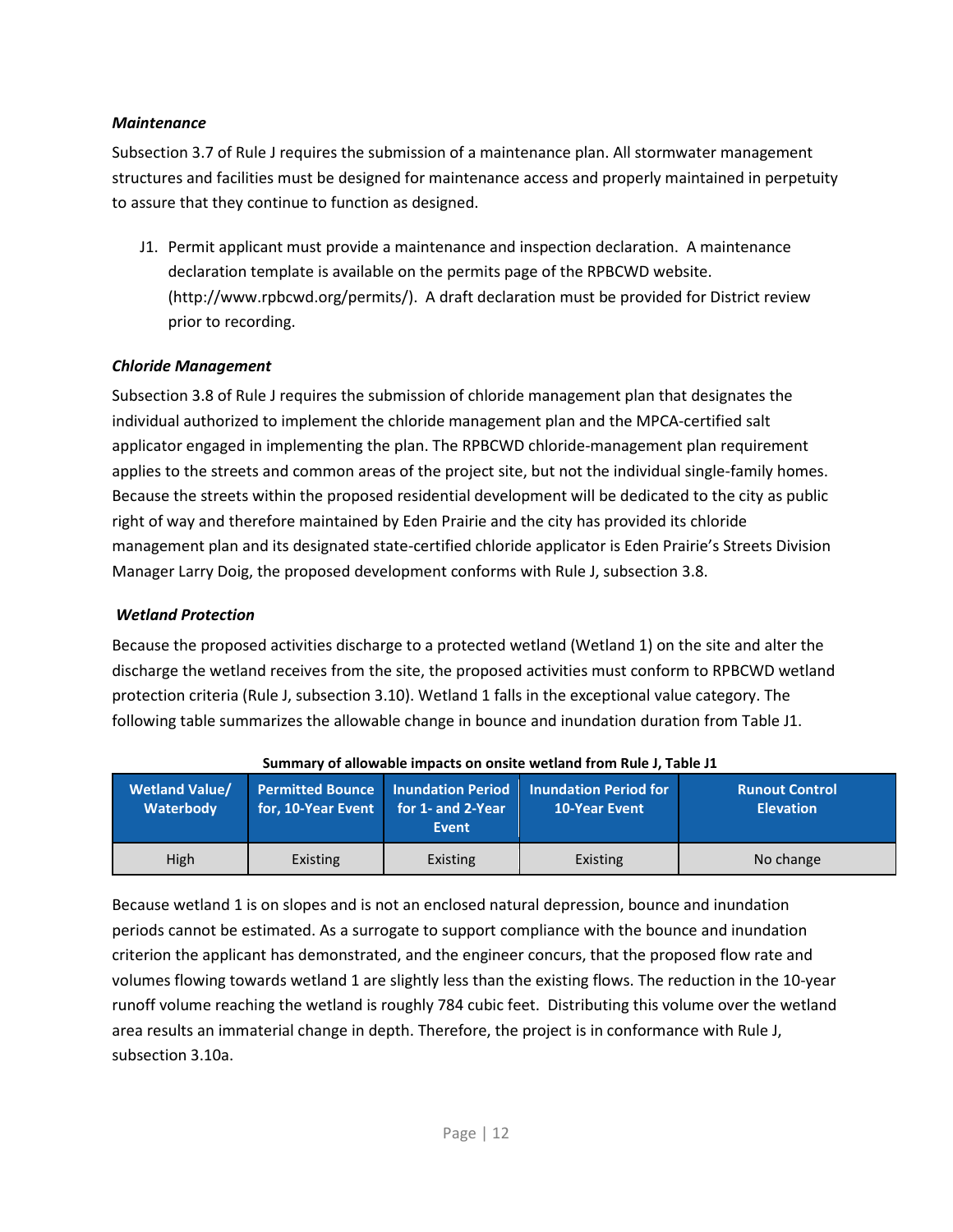***Maintenance***

Subsection 3.7 of Rule J requires the submission of a maintenance plan. All stormwater management structures and facilities must be designed for maintenance access and properly maintained in perpetuity to assure that they continue to function as designed.

J1. Permit applicant must provide a maintenance and inspection declaration. A maintenance declaration template is available on the permits page of the RPBCWD website. (http://www.rpbcwd.org/permits/). A draft declaration must be provided for District review prior to recording.

***Chloride Management***

Subsection 3.8 of Rule J requires the submission of chloride management plan that designates the individual authorized to implement the chloride management plan and the MPCA-certified salt applicator engaged in implementing the plan. The RPBCWD chloride-management plan requirement applies to the streets and common areas of the project site, but not the individual single-family homes. Because the streets within the proposed residential development will be dedicated to the city as public right of way and therefore maintained by Eden Prairie and the city has provided its chloride management plan and its designated state-certified chloride applicator is Eden Prairie's Streets Division Manager Larry Doig, the proposed development conforms with Rule J, subsection 3.8.

***Wetland Protection***

Because the proposed activities discharge to a protected wetland (Wetland 1) on the site and alter the discharge the wetland receives from the site, the proposed activities must conform to RPBCWD wetland protection criteria (Rule J, subsection 3.10). Wetland 1 falls in the exceptional value category. The following table summarizes the allowable change in bounce and inundation duration from Table J1.

**Summary of allowable impacts on onsite wetland from Rule J, Table J1**

| Wetland Value/ Waterbody | Permitted Bounce for, 10-Year Event | Inundation Period for 1- and 2-Year Event | Inundation Period for 10-Year Event | Runout Control Elevation |
|---|---|---|---|---|
| High | Existing | Existing | Existing | No change |

Because wetland 1 is on slopes and is not an enclosed natural depression, bounce and inundation periods cannot be estimated. As a surrogate to support compliance with the bounce and inundation criterion the applicant has demonstrated, and the engineer concurs, that the proposed flow rate and volumes flowing towards wetland 1 are slightly less than the existing flows. The reduction in the 10-year runoff volume reaching the wetland is roughly 784 cubic feet. Distributing this volume over the wetland area results an immaterial change in depth. Therefore, the project is in conformance with Rule J, subsection 3.10a.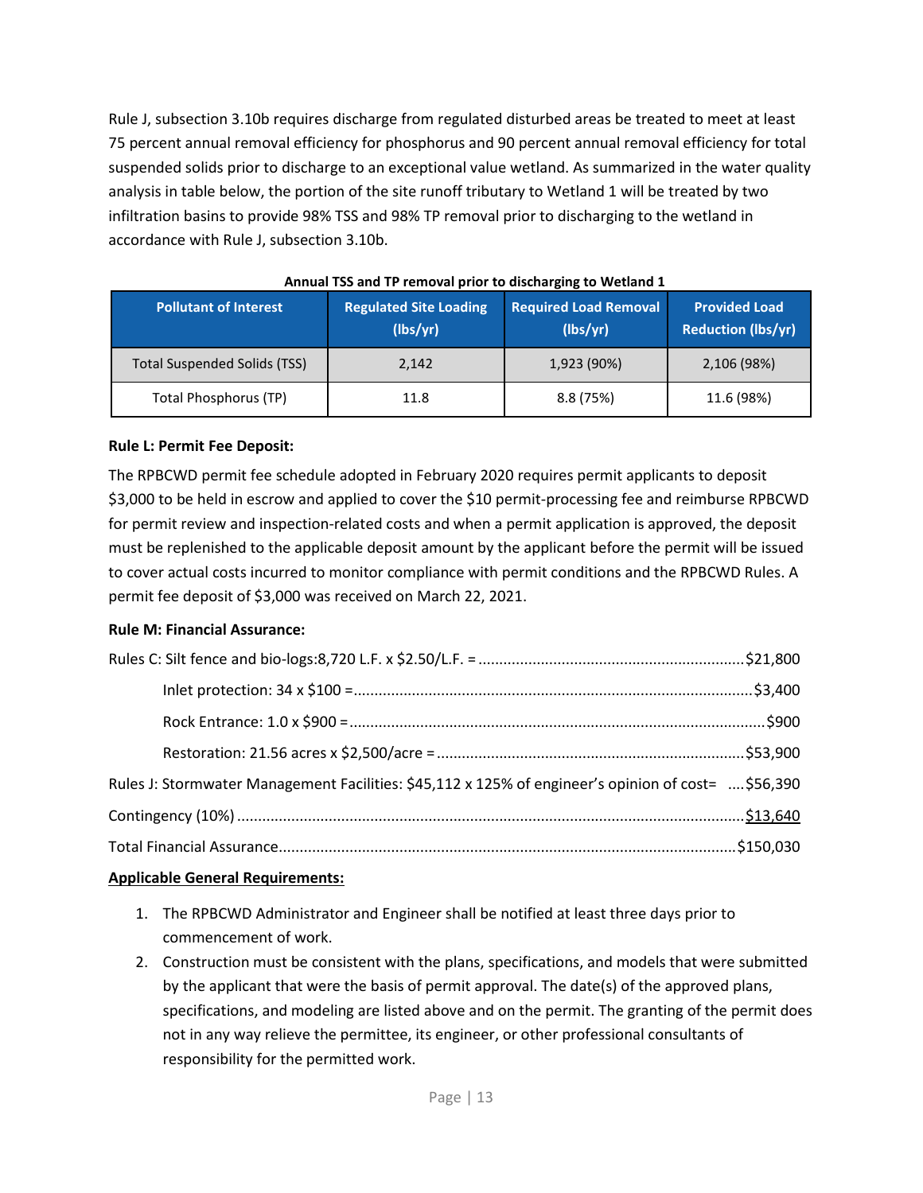Rule J, subsection 3.10b requires discharge from regulated disturbed areas be treated to meet at least 75 percent annual removal efficiency for phosphorus and 90 percent annual removal efficiency for total suspended solids prior to discharge to an exceptional value wetland. As summarized in the water quality analysis in table below, the portion of the site runoff tributary to Wetland 1 will be treated by two infiltration basins to provide 98% TSS and 98% TP removal prior to discharging to the wetland in accordance with Rule J, subsection 3.10b.

**Annual TSS and TP removal prior to discharging to Wetland 1**

| Pollutant of Interest | Regulated Site Loading (lbs/yr) | Required Load Removal (lbs/yr) | Provided Load Reduction (lbs/yr) |
|---|---|---|---|
| Total Suspended Solids (TSS) | 2,142 | 1,923 (90%) | 2,106 (98%) |
| Total Phosphorus (TP) | 11.8 | 8.8 (75%) | 11.6 (98%) |

**Rule L: Permit Fee Deposit:**

The RPBCWD permit fee schedule adopted in February 2020 requires permit applicants to deposit $3,000 to be held in escrow and applied to cover the $10 permit-processing fee and reimburse RPBCWD for permit review and inspection-related costs and when a permit application is approved, the deposit must be replenished to the applicable deposit amount by the applicant before the permit will be issued to cover actual costs incurred to monitor compliance with permit conditions and the RPBCWD Rules. A permit fee deposit of $3,000 was received on March 22, 2021.

**Rule M: Financial Assurance:**

Rules C: Silt fence and bio-logs:8,720 L.F. x $2.50/L.F. = ............................................................$21,800

Inlet protection: 34 x $100 =...............................................................................................$3,400

Rock Entrance: 1.0 x $900 =..................................................................................................$900

Restoration: 21.56 acres x $2,500/acre =.........................................................................$53,900

Rules J: Stormwater Management Facilities: $45,112 x 125% of engineer's opinion of cost= ....$56,390

Contingency (10%) ........................................................................................................$13,640

Total Financial Assurance................................................................................................$150,030

**Applicable General Requirements:**

1. The RPBCWD Administrator and Engineer shall be notified at least three days prior to commencement of work.
2. Construction must be consistent with the plans, specifications, and models that were submitted by the applicant that were the basis of permit approval. The date(s) of the approved plans, specifications, and modeling are listed above and on the permit. The granting of the permit does not in any way relieve the permittee, its engineer, or other professional consultants of responsibility for the permitted work.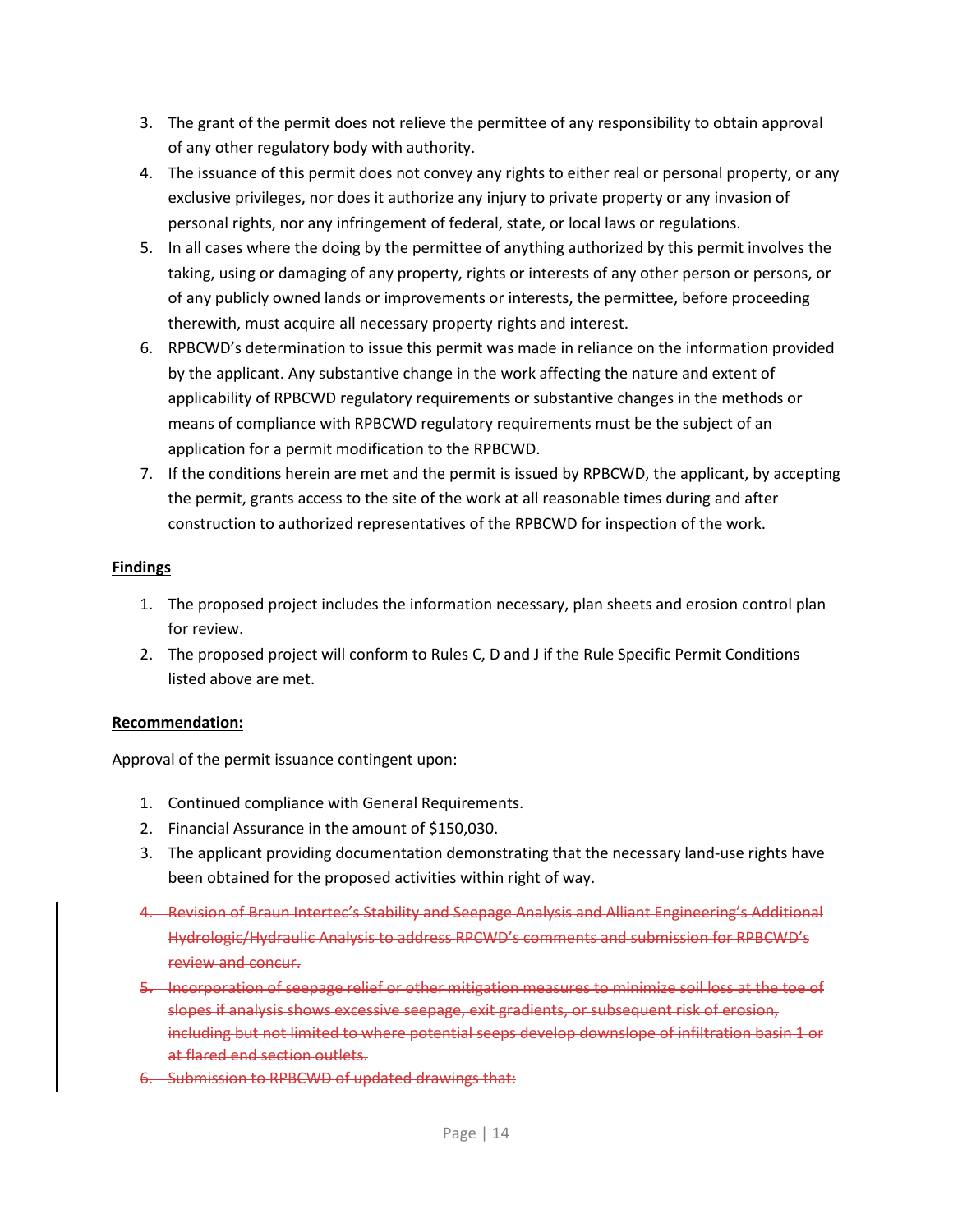3. The grant of the permit does not relieve the permittee of any responsibility to obtain approval of any other regulatory body with authority.
4. The issuance of this permit does not convey any rights to either real or personal property, or any exclusive privileges, nor does it authorize any injury to private property or any invasion of personal rights, nor any infringement of federal, state, or local laws or regulations.
5. In all cases where the doing by the permittee of anything authorized by this permit involves the taking, using or damaging of any property, rights or interests of any other person or persons, or of any publicly owned lands or improvements or interests, the permittee, before proceeding therewith, must acquire all necessary property rights and interest.
6. RPBCWD's determination to issue this permit was made in reliance on the information provided by the applicant. Any substantive change in the work affecting the nature and extent of applicability of RPBCWD regulatory requirements or substantive changes in the methods or means of compliance with RPBCWD regulatory requirements must be the subject of an application for a permit modification to the RPBCWD.
7. If the conditions herein are met and the permit is issued by RPBCWD, the applicant, by accepting the permit, grants access to the site of the work at all reasonable times during and after construction to authorized representatives of the RPBCWD for inspection of the work.

**Findings**

1. The proposed project includes the information necessary, plan sheets and erosion control plan for review.
2. The proposed project will conform to Rules C, D and J if the Rule Specific Permit Conditions listed above are met.

**Recommendation:**

Approval of the permit issuance contingent upon:

1. Continued compliance with General Requirements.
2. Financial Assurance in the amount of $150,030.
3. The applicant providing documentation demonstrating that the necessary land-use rights have been obtained for the proposed activities within right of way.
4. ~~Revision of Braun Intertec's Stability and Seepage Analysis and Alliant Engineering's Additional Hydrologic/Hydraulic Analysis to address RPCWD's comments and submission for RPBCWD's review and concur.~~
5. ~~Incorporation of seepage relief or other mitigation measures to minimize soil loss at the toe of slopes if analysis shows excessive seepage, exit gradients, or subsequent risk of erosion, including but not limited to where potential seeps develop downslope of infiltration basin 1 or at flared end section outlets.~~
6. ~~Submission to RPBCWD of updated drawings that:~~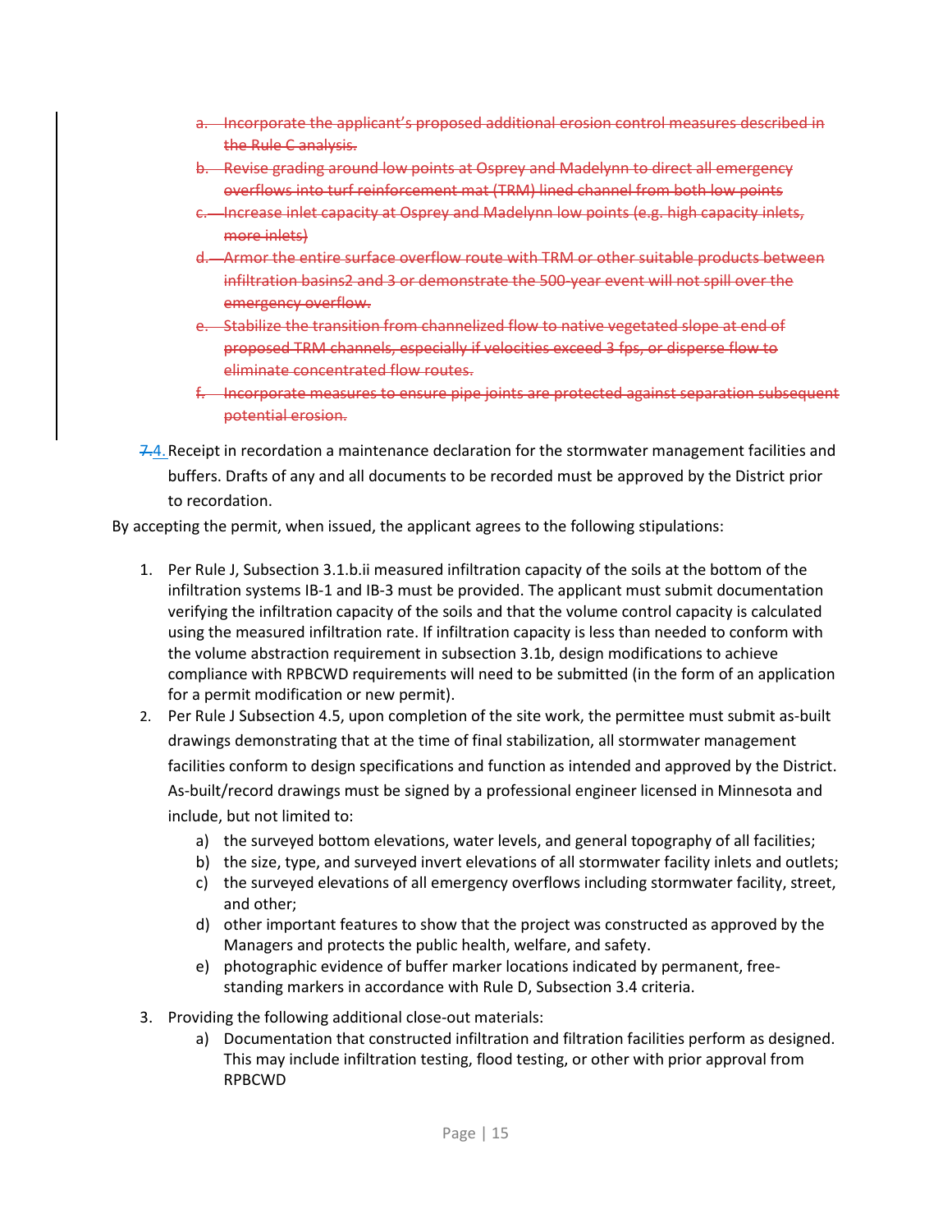a. ~~Incorporate the applicant's proposed additional erosion control measures described in the Rule C analysis.~~
b. ~~Revise grading around low points at Osprey and Madelynn to direct all emergency overflows into turf reinforcement mat (TRM) lined channel from both low points~~
c. ~~Increase inlet capacity at Osprey and Madelynn low points (e.g. high capacity inlets, more inlets)~~
d. ~~Armor the entire surface overflow route with TRM or other suitable products between infiltration basins2 and 3 or demonstrate the 500-year event will not spill over the emergency overflow.~~
e. ~~Stabilize the transition from channelized flow to native vegetated slope at end of proposed TRM channels, especially if velocities exceed 3 fps, or disperse flow to eliminate concentrated flow routes.~~
f. ~~Incorporate measures to ensure pipe joints are protected against separation subsequent potential erosion.~~

~~7.~~4. Receipt in recordation a maintenance declaration for the stormwater management facilities and buffers. Drafts of any and all documents to be recorded must be approved by the District prior to recordation.

By accepting the permit, when issued, the applicant agrees to the following stipulations:

1. Per Rule J, Subsection 3.1.b.ii measured infiltration capacity of the soils at the bottom of the infiltration systems IB-1 and IB-3 must be provided. The applicant must submit documentation verifying the infiltration capacity of the soils and that the volume control capacity is calculated using the measured infiltration rate. If infiltration capacity is less than needed to conform with the volume abstraction requirement in subsection 3.1b, design modifications to achieve compliance with RPBCWD requirements will need to be submitted (in the form of an application for a permit modification or new permit).
2. Per Rule J Subsection 4.5, upon completion of the site work, the permittee must submit as-built drawings demonstrating that at the time of final stabilization, all stormwater management facilities conform to design specifications and function as intended and approved by the District. As-built/record drawings must be signed by a professional engineer licensed in Minnesota and include, but not limited to:
   a) the surveyed bottom elevations, water levels, and general topography of all facilities;
   b) the size, type, and surveyed invert elevations of all stormwater facility inlets and outlets;
   c) the surveyed elevations of all emergency overflows including stormwater facility, street, and other;
   d) other important features to show that the project was constructed as approved by the Managers and protects the public health, welfare, and safety.
   e) photographic evidence of buffer marker locations indicated by permanent, free-standing markers in accordance with Rule D, Subsection 3.4 criteria.
3. Providing the following additional close-out materials:
   a) Documentation that constructed infiltration and filtration facilities perform as designed. This may include infiltration testing, flood testing, or other with prior approval from RPBCWD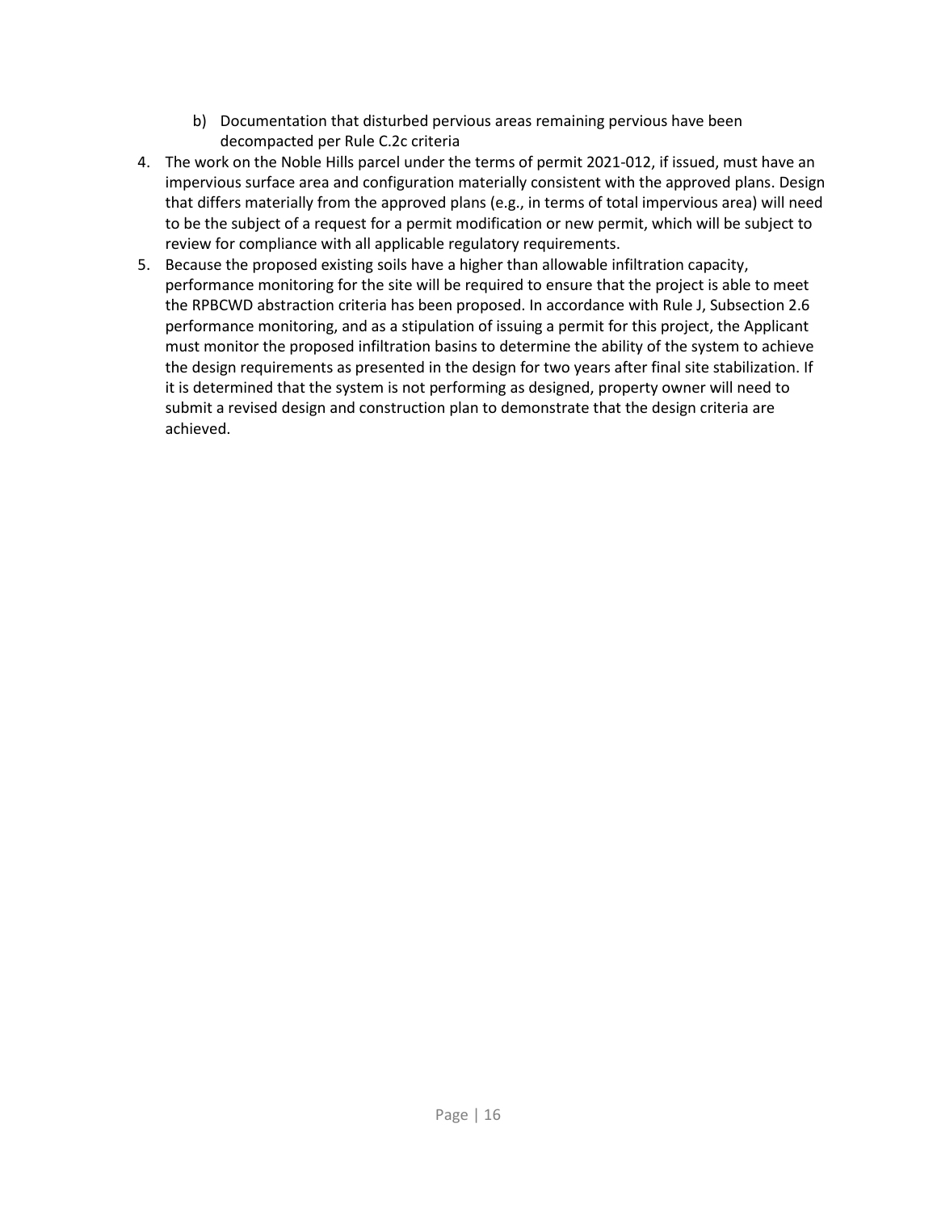b) Documentation that disturbed pervious areas remaining pervious have been decompacted per Rule C.2c criteria

4. The work on the Noble Hills parcel under the terms of permit 2021-012, if issued, must have an impervious surface area and configuration materially consistent with the approved plans. Design that differs materially from the approved plans (e.g., in terms of total impervious area) will need to be the subject of a request for a permit modification or new permit, which will be subject to review for compliance with all applicable regulatory requirements.
5. Because the proposed existing soils have a higher than allowable infiltration capacity, performance monitoring for the site will be required to ensure that the project is able to meet the RPBCWD abstraction criteria has been proposed. In accordance with Rule J, Subsection 2.6 performance monitoring, and as a stipulation of issuing a permit for this project, the Applicant must monitor the proposed infiltration basins to determine the ability of the system to achieve the design requirements as presented in the design for two years after final site stabilization. If it is determined that the system is not performing as designed, property owner will need to submit a revised design and construction plan to demonstrate that the design criteria are achieved.